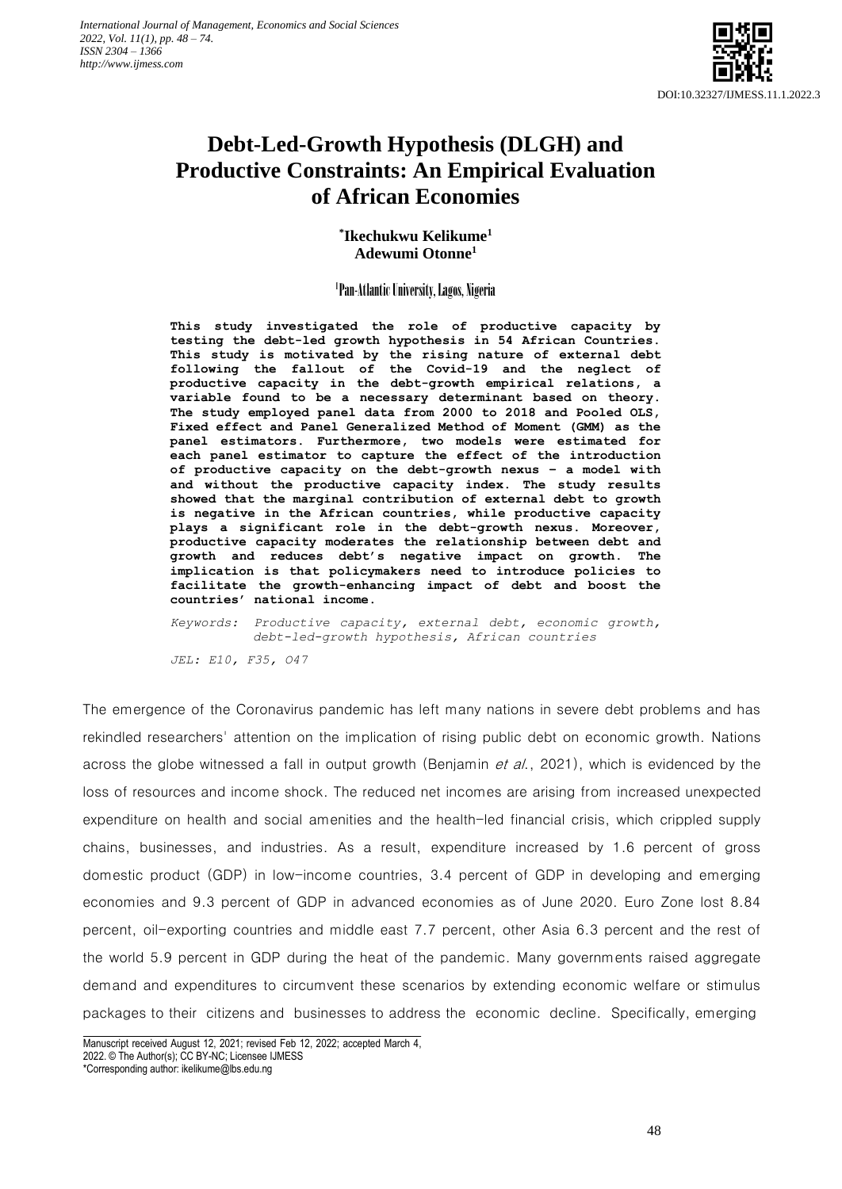DOI:10.32327/IJMESS.11.1.2022.3

# Debt-Led-Growth Hypothesis (DLGH) and Productive Constraints: An Empirical Evaluation of African Economies

**\*Ikechukwu Kelikume[1]**
**Adewumi Otonne[1]**

[1]Pan-Atlantic University, Lagos, Nigeria

**This study investigated the role of productive capacity by testing the debt-led growth hypothesis in 54 African Countries. This study is motivated by the rising nature of external debt following the fallout of the Covid-19 and the neglect of productive capacity in the debt-growth empirical relations, a variable found to be a necessary determinant based on theory. The study employed panel data from 2000 to 2018 and Pooled OLS, Fixed effect and Panel Generalized Method of Moment (GMM) as the panel estimators. Furthermore, two models were estimated for each panel estimator to capture the effect of the introduction of productive capacity on the debt-growth nexus - a model with and without the productive capacity index. The study results showed that the marginal contribution of external debt to growth is negative in the African countries, while productive capacity plays a significant role in the debt-growth nexus. Moreover, productive capacity moderates the relationship between debt and growth and reduces debt's negative impact on growth. The implication is that policymakers need to introduce policies to facilitate the growth-enhancing impact of debt and boost the countries' national income.**

*Keywords: Productive capacity, external debt, economic growth, debt-led-growth hypothesis, African countries*

*JEL: E10, F35, O47*

The emergence of the Coronavirus pandemic has left many nations in severe debt problems and has rekindled researchers' attention on the implication of rising public debt on economic growth. Nations across the globe witnessed a fall in output growth (Benjamin *et al.*, 2021), which is evidenced by the loss of resources and income shock. The reduced net incomes are arising from increased unexpected expenditure on health and social amenities and the health-led financial crisis, which crippled supply chains, businesses, and industries. As a result, expenditure increased by 1.6 percent of gross domestic product (GDP) in low-income countries, 3.4 percent of GDP in developing and emerging economies and 9.3 percent of GDP in advanced economies as of June 2020. Euro Zone lost 8.84 percent, oil-exporting countries and middle east 7.7 percent, other Asia 6.3 percent and the rest of the world 5.9 percent in GDP during the heat of the pandemic. Many governments raised aggregate demand and expenditures to circumvent these scenarios by extending economic welfare or stimulus packages to their citizens and businesses to address the economic decline. Specifically, emerging

Manuscript received August 12, 2021; revised Feb 12, 2022; accepted March 4, 2022. © The Author(s); CC BY-NC; Licensee IJMESS
\*Corresponding author: ikelikume@lbs.edu.ng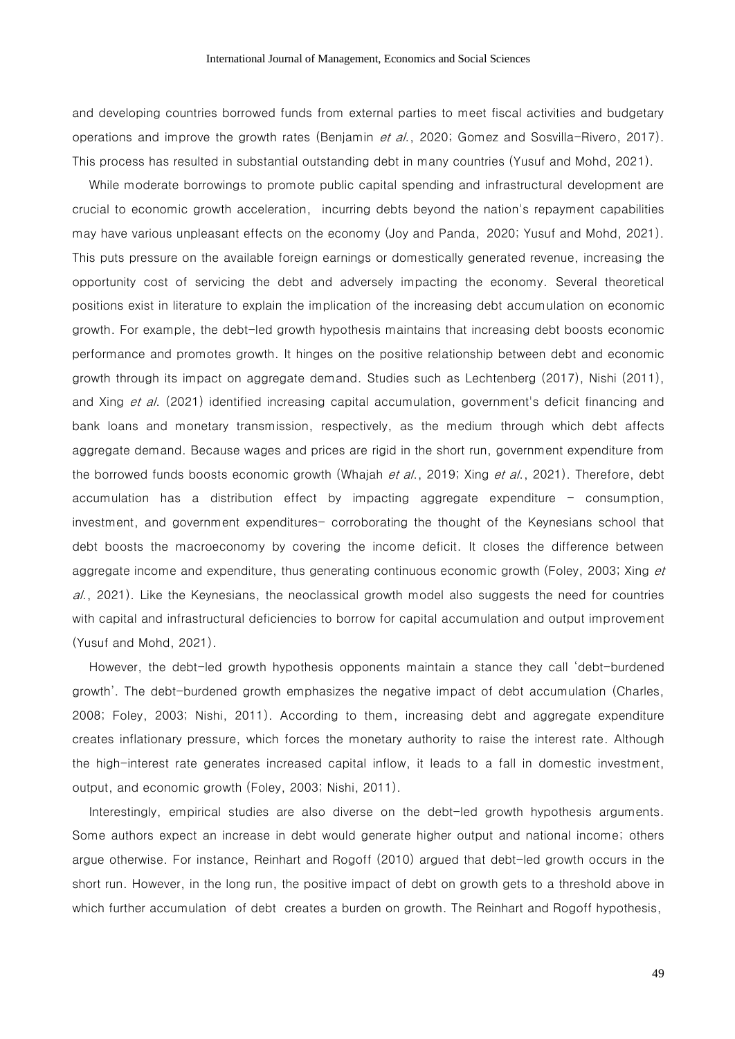and developing countries borrowed funds from external parties to meet fiscal activities and budgetary operations and improve the growth rates (Benjamin *et al.*, 2020; Gomez and Sosvilla-Rivero, 2017). This process has resulted in substantial outstanding debt in many countries (Yusuf and Mohd, 2021).

While moderate borrowings to promote public capital spending and infrastructural development are crucial to economic growth acceleration, incurring debts beyond the nation's repayment capabilities may have various unpleasant effects on the economy (Joy and Panda, 2020; Yusuf and Mohd, 2021). This puts pressure on the available foreign earnings or domestically generated revenue, increasing the opportunity cost of servicing the debt and adversely impacting the economy. Several theoretical positions exist in literature to explain the implication of the increasing debt accumulation on economic growth. For example, the debt-led growth hypothesis maintains that increasing debt boosts economic performance and promotes growth. It hinges on the positive relationship between debt and economic growth through its impact on aggregate demand. Studies such as Lechtenberg (2017), Nishi (2011), and Xing *et al*. (2021) identified increasing capital accumulation, government's deficit financing and bank loans and monetary transmission, respectively, as the medium through which debt affects aggregate demand. Because wages and prices are rigid in the short run, government expenditure from the borrowed funds boosts economic growth (Whajah *et al.*, 2019; Xing *et al.*, 2021). Therefore, debt accumulation has a distribution effect by impacting aggregate expenditure – consumption, investment, and government expenditures- corroborating the thought of the Keynesians school that debt boosts the macroeconomy by covering the income deficit. It closes the difference between aggregate income and expenditure, thus generating continuous economic growth (Foley, 2003; Xing *et al.*, 2021). Like the Keynesians, the neoclassical growth model also suggests the need for countries with capital and infrastructural deficiencies to borrow for capital accumulation and output improvement (Yusuf and Mohd, 2021).

However, the debt-led growth hypothesis opponents maintain a stance they call 'debt-burdened growth'. The debt-burdened growth emphasizes the negative impact of debt accumulation (Charles, 2008; Foley, 2003; Nishi, 2011). According to them, increasing debt and aggregate expenditure creates inflationary pressure, which forces the monetary authority to raise the interest rate. Although the high-interest rate generates increased capital inflow, it leads to a fall in domestic investment, output, and economic growth (Foley, 2003; Nishi, 2011).

Interestingly, empirical studies are also diverse on the debt-led growth hypothesis arguments. Some authors expect an increase in debt would generate higher output and national income; others argue otherwise. For instance, Reinhart and Rogoff (2010) argued that debt-led growth occurs in the short run. However, in the long run, the positive impact of debt on growth gets to a threshold above in which further accumulation of debt creates a burden on growth. The Reinhart and Rogoff hypothesis,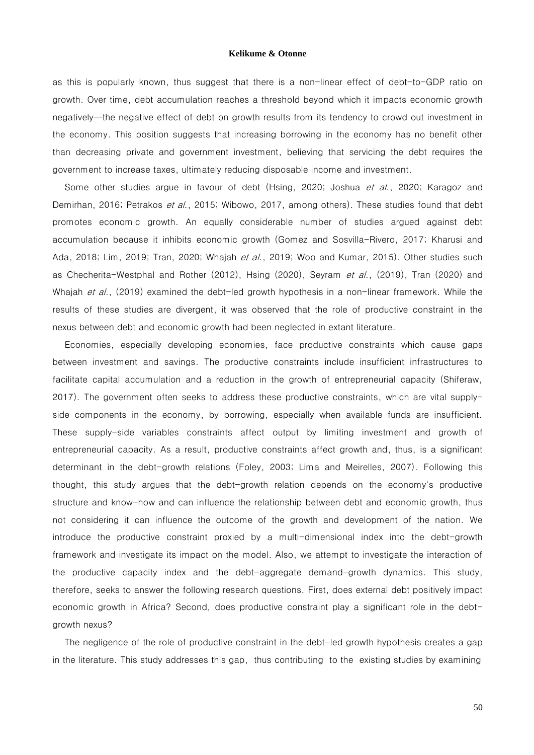as this is popularly known, thus suggest that there is a non-linear effect of debt-to-GDP ratio on growth. Over time, debt accumulation reaches a threshold beyond which it impacts economic growth negatively—the negative effect of debt on growth results from its tendency to crowd out investment in the economy. This position suggests that increasing borrowing in the economy has no benefit other than decreasing private and government investment, believing that servicing the debt requires the government to increase taxes, ultimately reducing disposable income and investment.

Some other studies argue in favour of debt (Hsing, 2020; Joshua *et al.*, 2020; Karagoz and Demirhan, 2016; Petrakos *et al.*, 2015; Wibowo, 2017, among others). These studies found that debt promotes economic growth. An equally considerable number of studies argued against debt accumulation because it inhibits economic growth (Gomez and Sosvilla-Rivero, 2017; Kharusi and Ada, 2018; Lim, 2019; Tran, 2020; Whajah *et al.*, 2019; Woo and Kumar, 2015). Other studies such as Checherita-Westphal and Rother (2012), Hsing (2020), Seyram *et al.*, (2019), Tran (2020) and Whajah *et al.*, (2019) examined the debt-led growth hypothesis in a non-linear framework. While the results of these studies are divergent, it was observed that the role of productive constraint in the nexus between debt and economic growth had been neglected in extant literature.

Economies, especially developing economies, face productive constraints which cause gaps between investment and savings. The productive constraints include insufficient infrastructures to facilitate capital accumulation and a reduction in the growth of entrepreneurial capacity (Shiferaw, 2017). The government often seeks to address these productive constraints, which are vital supply-side components in the economy, by borrowing, especially when available funds are insufficient. These supply-side variables constraints affect output by limiting investment and growth of entrepreneurial capacity. As a result, productive constraints affect growth and, thus, is a significant determinant in the debt-growth relations (Foley, 2003; Lima and Meirelles, 2007). Following this thought, this study argues that the debt-growth relation depends on the economy's productive structure and know-how and can influence the relationship between debt and economic growth, thus not considering it can influence the outcome of the growth and development of the nation. We introduce the productive constraint proxied by a multi-dimensional index into the debt-growth framework and investigate its impact on the model. Also, we attempt to investigate the interaction of the productive capacity index and the debt-aggregate demand-growth dynamics. This study, therefore, seeks to answer the following research questions. First, does external debt positively impact economic growth in Africa? Second, does productive constraint play a significant role in the debt-growth nexus?

The negligence of the role of productive constraint in the debt-led growth hypothesis creates a gap in the literature. This study addresses this gap, thus contributing to the existing studies by examining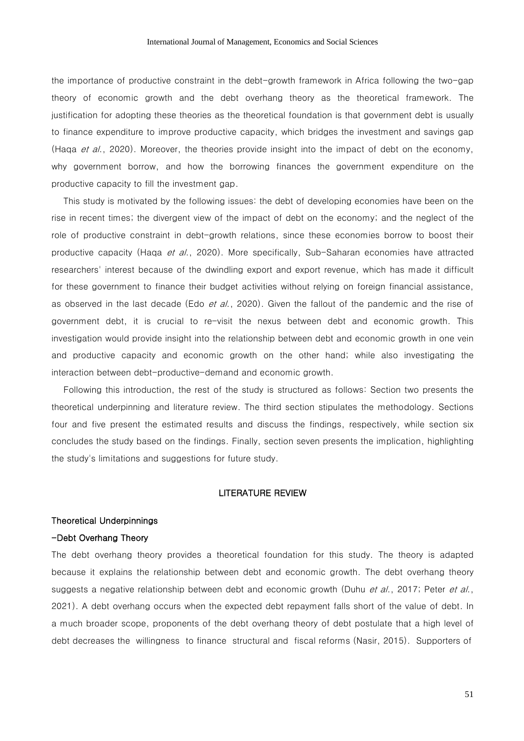the importance of productive constraint in the debt-growth framework in Africa following the two-gap theory of economic growth and the debt overhang theory as the theoretical framework. The justification for adopting these theories as the theoretical foundation is that government debt is usually to finance expenditure to improve productive capacity, which bridges the investment and savings gap (Haqa *et al.*, 2020). Moreover, the theories provide insight into the impact of debt on the economy, why government borrow, and how the borrowing finances the government expenditure on the productive capacity to fill the investment gap.

This study is motivated by the following issues: the debt of developing economies have been on the rise in recent times; the divergent view of the impact of debt on the economy; and the neglect of the role of productive constraint in debt-growth relations, since these economies borrow to boost their productive capacity (Haqa *et al.*, 2020). More specifically, Sub-Saharan economies have attracted researchers' interest because of the dwindling export and export revenue, which has made it difficult for these government to finance their budget activities without relying on foreign financial assistance, as observed in the last decade (Edo *et al.*, 2020). Given the fallout of the pandemic and the rise of government debt, it is crucial to re-visit the nexus between debt and economic growth. This investigation would provide insight into the relationship between debt and economic growth in one vein and productive capacity and economic growth on the other hand; while also investigating the interaction between debt-productive-demand and economic growth.

Following this introduction, the rest of the study is structured as follows: Section two presents the theoretical underpinning and literature review. The third section stipulates the methodology. Sections four and five present the estimated results and discuss the findings, respectively, while section six concludes the study based on the findings. Finally, section seven presents the implication, highlighting the study's limitations and suggestions for future study.

## LITERATURE REVIEW

### Theoretical Underpinnings

#### -Debt Overhang Theory

The debt overhang theory provides a theoretical foundation for this study. The theory is adapted because it explains the relationship between debt and economic growth. The debt overhang theory suggests a negative relationship between debt and economic growth (Duhu *et al.*, 2017; Peter *et al.*, 2021). A debt overhang occurs when the expected debt repayment falls short of the value of debt. In a much broader scope, proponents of the debt overhang theory of debt postulate that a high level of debt decreases the willingness to finance structural and fiscal reforms (Nasir, 2015). Supporters of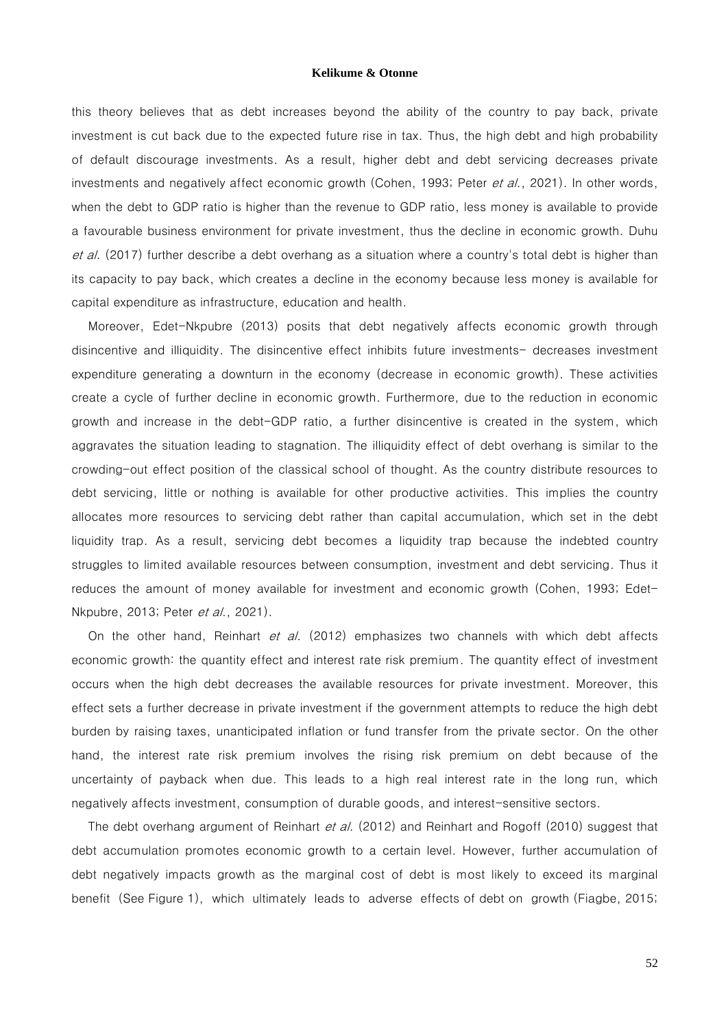this theory believes that as debt increases beyond the ability of the country to pay back, private investment is cut back due to the expected future rise in tax. Thus, the high debt and high probability of default discourage investments. As a result, higher debt and debt servicing decreases private investments and negatively affect economic growth (Cohen, 1993; Peter *et al.*, 2021). In other words, when the debt to GDP ratio is higher than the revenue to GDP ratio, less money is available to provide a favourable business environment for private investment, thus the decline in economic growth. Duhu *et al.* (2017) further describe a debt overhang as a situation where a country's total debt is higher than its capacity to pay back, which creates a decline in the economy because less money is available for capital expenditure as infrastructure, education and health.

Moreover, Edet-Nkpubre (2013) posits that debt negatively affects economic growth through disincentive and illiquidity. The disincentive effect inhibits future investments- decreases investment expenditure generating a downturn in the economy (decrease in economic growth). These activities create a cycle of further decline in economic growth. Furthermore, due to the reduction in economic growth and increase in the debt-GDP ratio, a further disincentive is created in the system, which aggravates the situation leading to stagnation. The illiquidity effect of debt overhang is similar to the crowding-out effect position of the classical school of thought. As the country distribute resources to debt servicing, little or nothing is available for other productive activities. This implies the country allocates more resources to servicing debt rather than capital accumulation, which set in the debt liquidity trap. As a result, servicing debt becomes a liquidity trap because the indebted country struggles to limited available resources between consumption, investment and debt servicing. Thus it reduces the amount of money available for investment and economic growth (Cohen, 1993; Edet-Nkpubre, 2013; Peter *et al.*, 2021).

On the other hand, Reinhart *et al.* (2012) emphasizes two channels with which debt affects economic growth: the quantity effect and interest rate risk premium. The quantity effect of investment occurs when the high debt decreases the available resources for private investment. Moreover, this effect sets a further decrease in private investment if the government attempts to reduce the high debt burden by raising taxes, unanticipated inflation or fund transfer from the private sector. On the other hand, the interest rate risk premium involves the rising risk premium on debt because of the uncertainty of payback when due. This leads to a high real interest rate in the long run, which negatively affects investment, consumption of durable goods, and interest-sensitive sectors.

The debt overhang argument of Reinhart *et al.* (2012) and Reinhart and Rogoff (2010) suggest that debt accumulation promotes economic growth to a certain level. However, further accumulation of debt negatively impacts growth as the marginal cost of debt is most likely to exceed its marginal benefit (See Figure 1), which ultimately leads to adverse effects of debt on growth (Fiagbe, 2015;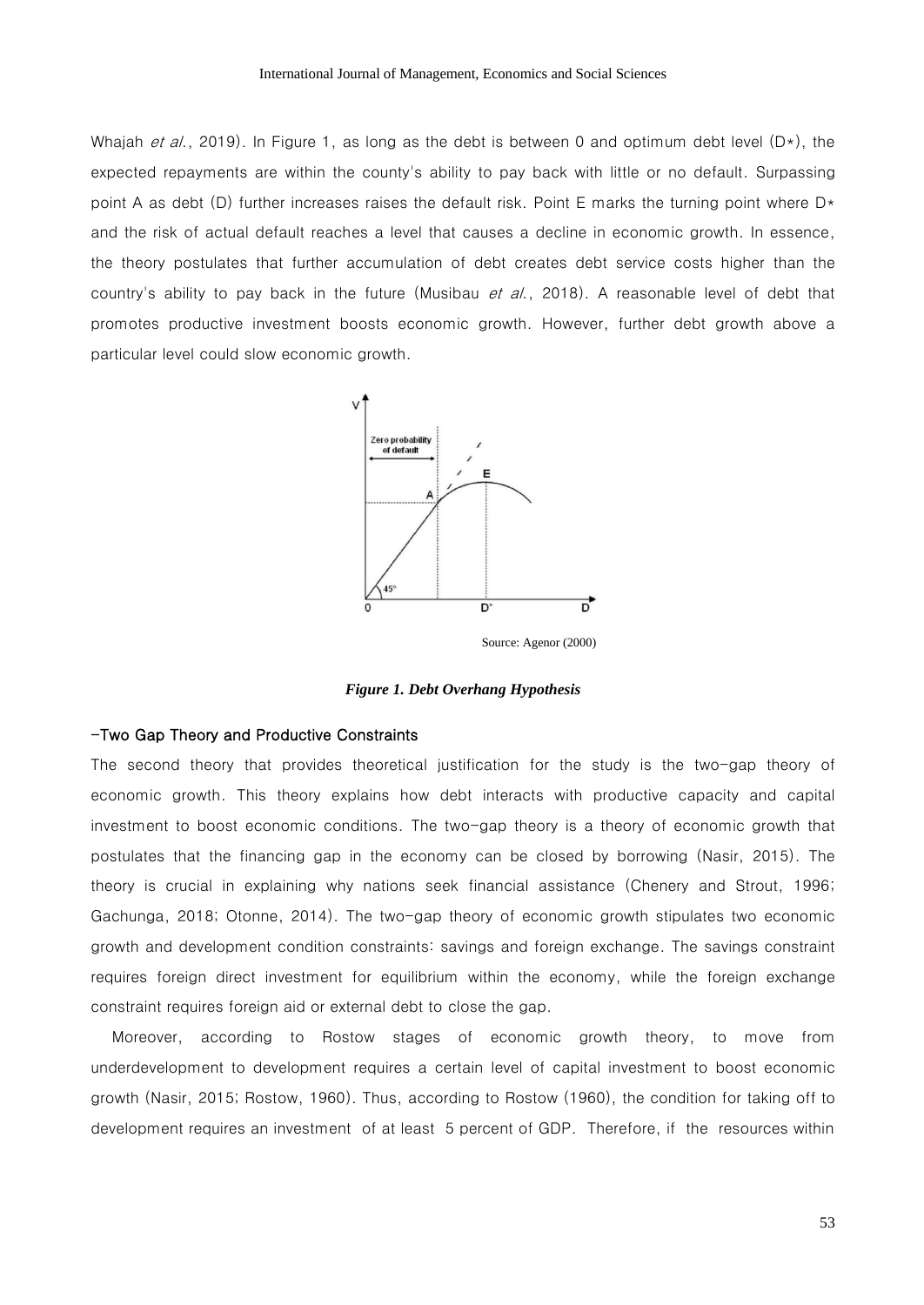Whajah *et al.*, 2019). In Figure 1, as long as the debt is between 0 and optimum debt level (D*), the expected repayments are within the county's ability to pay back with little or no default. Surpassing point A as debt (D) further increases raises the default risk. Point E marks the turning point where D* and the risk of actual default reaches a level that causes a decline in economic growth. In essence, the theory postulates that further accumulation of debt creates debt service costs higher than the country's ability to pay back in the future (Musibau *et al.*, 2018). A reasonable level of debt that promotes productive investment boosts economic growth. However, further debt growth above a particular level could slow economic growth.

Source: Agenor (2000)

***Figure 1. Debt Overhang Hypothesis***

**-Two Gap Theory and Productive Constraints**

The second theory that provides theoretical justification for the study is the two-gap theory of economic growth. This theory explains how debt interacts with productive capacity and capital investment to boost economic conditions. The two-gap theory is a theory of economic growth that postulates that the financing gap in the economy can be closed by borrowing (Nasir, 2015). The theory is crucial in explaining why nations seek financial assistance (Chenery and Strout, 1996; Gachunga, 2018; Otonne, 2014). The two-gap theory of economic growth stipulates two economic growth and development condition constraints: savings and foreign exchange. The savings constraint requires foreign direct investment for equilibrium within the economy, while the foreign exchange constraint requires foreign aid or external debt to close the gap.

Moreover, according to Rostow stages of economic growth theory, to move from underdevelopment to development requires a certain level of capital investment to boost economic growth (Nasir, 2015; Rostow, 1960). Thus, according to Rostow (1960), the condition for taking off to development requires an investment of at least 5 percent of GDP. Therefore, if the resources within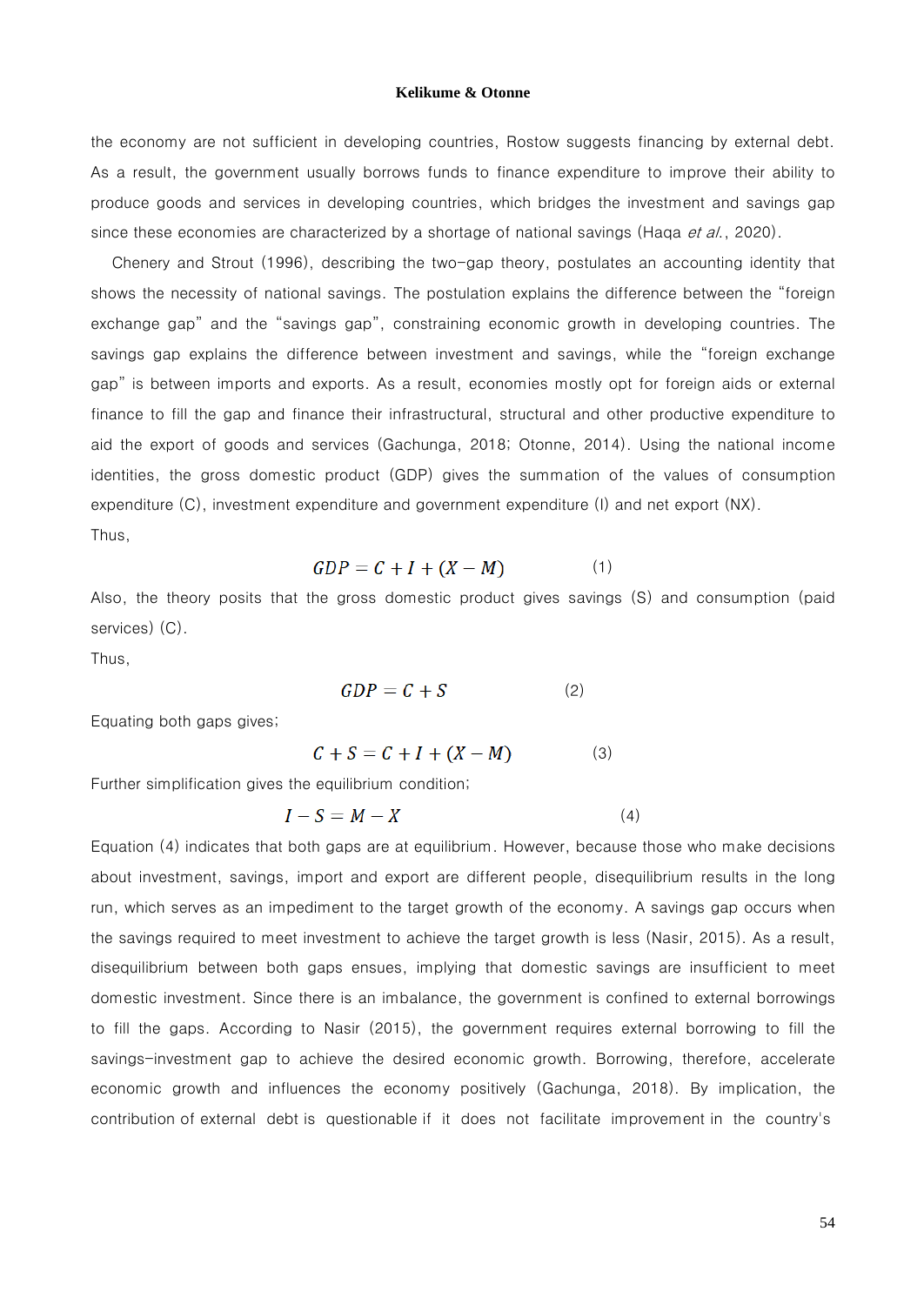the economy are not sufficient in developing countries, Rostow suggests financing by external debt. As a result, the government usually borrows funds to finance expenditure to improve their ability to produce goods and services in developing countries, which bridges the investment and savings gap since these economies are characterized by a shortage of national savings (Haqa *et al.*, 2020).

Chenery and Strout (1996), describing the two-gap theory, postulates an accounting identity that shows the necessity of national savings. The postulation explains the difference between the "foreign exchange gap" and the "savings gap", constraining economic growth in developing countries. The savings gap explains the difference between investment and savings, while the "foreign exchange gap" is between imports and exports. As a result, economies mostly opt for foreign aids or external finance to fill the gap and finance their infrastructural, structural and other productive expenditure to aid the export of goods and services (Gachunga, 2018; Otonne, 2014). Using the national income identities, the gross domestic product (GDP) gives the summation of the values of consumption expenditure (C), investment expenditure and government expenditure (I) and net export (NX).

Thus,

$$GDP = C + I + (X - M) \tag{1}$$

Also, the theory posits that the gross domestic product gives savings (S) and consumption (paid services) (C).

Thus,

$$GDP = C + S \tag{2}$$

Equating both gaps gives;

$$C + S = C + I + (X - M) \tag{3}$$

Further simplification gives the equilibrium condition;

$$I - S = M - X \tag{4}$$

Equation (4) indicates that both gaps are at equilibrium. However, because those who make decisions about investment, savings, import and export are different people, disequilibrium results in the long run, which serves as an impediment to the target growth of the economy. A savings gap occurs when the savings required to meet investment to achieve the target growth is less (Nasir, 2015). As a result, disequilibrium between both gaps ensues, implying that domestic savings are insufficient to meet domestic investment. Since there is an imbalance, the government is confined to external borrowings to fill the gaps. According to Nasir (2015), the government requires external borrowing to fill the savings-investment gap to achieve the desired economic growth. Borrowing, therefore, accelerate economic growth and influences the economy positively (Gachunga, 2018). By implication, the contribution of external debt is questionable if it does not facilitate improvement in the country's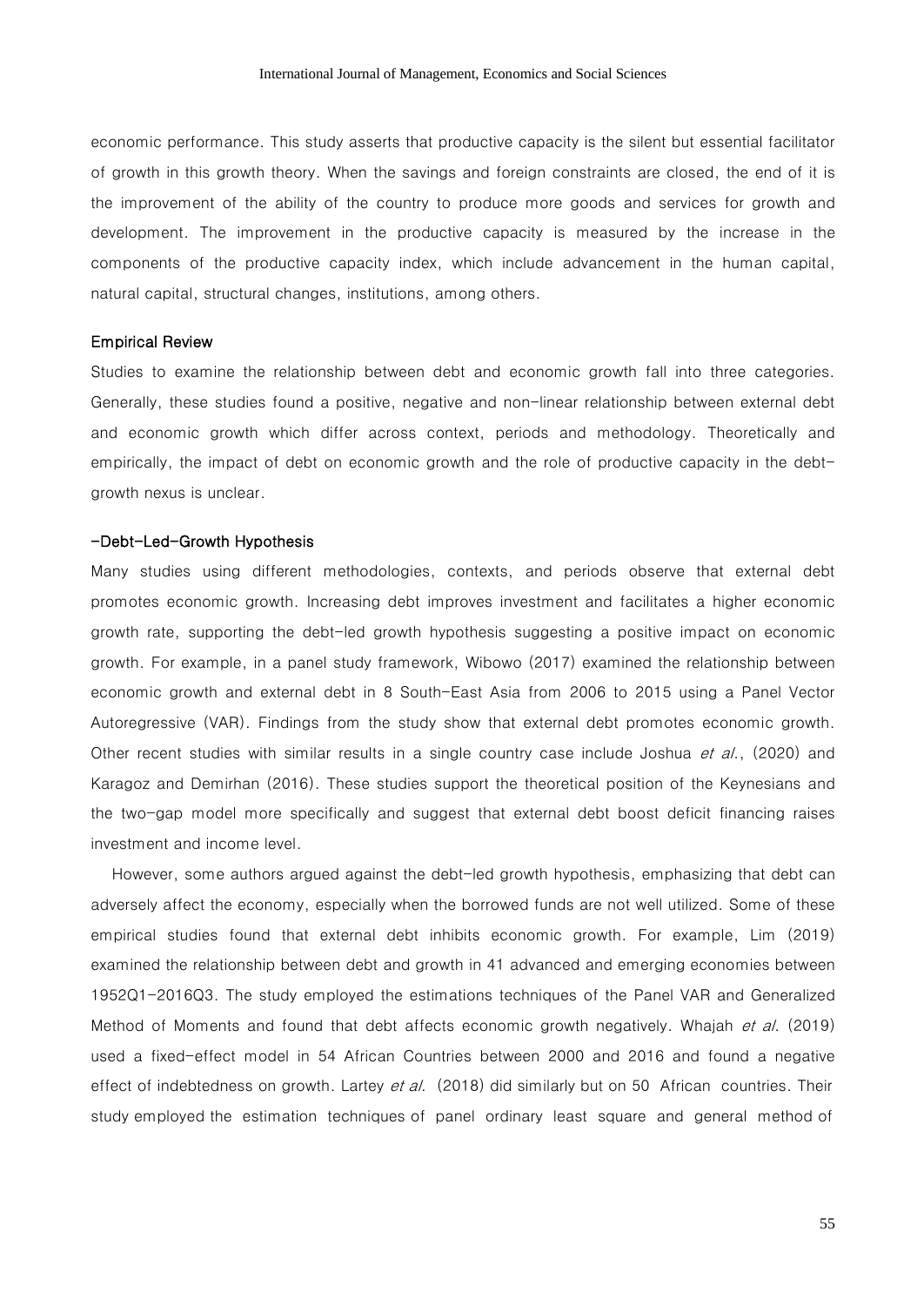economic performance. This study asserts that productive capacity is the silent but essential facilitator of growth in this growth theory. When the savings and foreign constraints are closed, the end of it is the improvement of the ability of the country to produce more goods and services for growth and development. The improvement in the productive capacity is measured by the increase in the components of the productive capacity index, which include advancement in the human capital, natural capital, structural changes, institutions, among others.

### Empirical Review

Studies to examine the relationship between debt and economic growth fall into three categories. Generally, these studies found a positive, negative and non-linear relationship between external debt and economic growth which differ across context, periods and methodology. Theoretically and empirically, the impact of debt on economic growth and the role of productive capacity in the debt-growth nexus is unclear.

#### -Debt-Led-Growth Hypothesis

Many studies using different methodologies, contexts, and periods observe that external debt promotes economic growth. Increasing debt improves investment and facilitates a higher economic growth rate, supporting the debt-led growth hypothesis suggesting a positive impact on economic growth. For example, in a panel study framework, Wibowo (2017) examined the relationship between economic growth and external debt in 8 South-East Asia from 2006 to 2015 using a Panel Vector Autoregressive (VAR). Findings from the study show that external debt promotes economic growth. Other recent studies with similar results in a single country case include Joshua *et al.*, (2020) and Karagoz and Demirhan (2016). These studies support the theoretical position of the Keynesians and the two-gap model more specifically and suggest that external debt boost deficit financing raises investment and income level.

However, some authors argued against the debt-led growth hypothesis, emphasizing that debt can adversely affect the economy, especially when the borrowed funds are not well utilized. Some of these empirical studies found that external debt inhibits economic growth. For example, Lim (2019) examined the relationship between debt and growth in 41 advanced and emerging economies between 1952Q1-2016Q3. The study employed the estimations techniques of the Panel VAR and Generalized Method of Moments and found that debt affects economic growth negatively. Whajah *et al.* (2019) used a fixed-effect model in 54 African Countries between 2000 and 2016 and found a negative effect of indebtedness on growth. Lartey *et al.* (2018) did similarly but on 50 African countries. Their study employed the estimation techniques of panel ordinary least square and general method of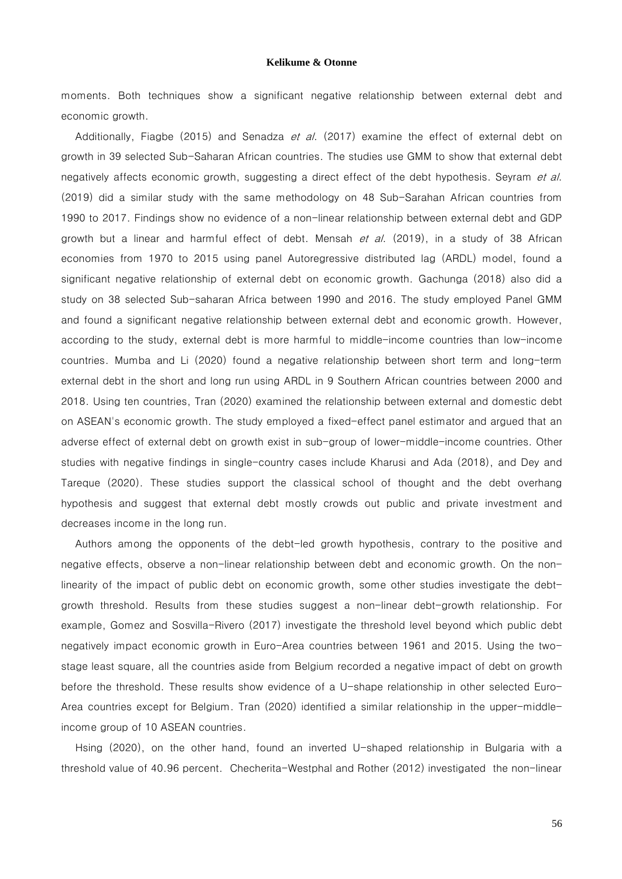moments. Both techniques show a significant negative relationship between external debt and economic growth.

Additionally, Fiagbe (2015) and Senadza *et al*. (2017) examine the effect of external debt on growth in 39 selected Sub-Saharan African countries. The studies use GMM to show that external debt negatively affects economic growth, suggesting a direct effect of the debt hypothesis. Seyram *et al*. (2019) did a similar study with the same methodology on 48 Sub-Sarahan African countries from 1990 to 2017. Findings show no evidence of a non-linear relationship between external debt and GDP growth but a linear and harmful effect of debt. Mensah *et al*. (2019), in a study of 38 African economies from 1970 to 2015 using panel Autoregressive distributed lag (ARDL) model, found a significant negative relationship of external debt on economic growth. Gachunga (2018) also did a study on 38 selected Sub-saharan Africa between 1990 and 2016. The study employed Panel GMM and found a significant negative relationship between external debt and economic growth. However, according to the study, external debt is more harmful to middle-income countries than low-income countries. Mumba and Li (2020) found a negative relationship between short term and long-term external debt in the short and long run using ARDL in 9 Southern African countries between 2000 and 2018. Using ten countries, Tran (2020) examined the relationship between external and domestic debt on ASEAN's economic growth. The study employed a fixed-effect panel estimator and argued that an adverse effect of external debt on growth exist in sub-group of lower-middle-income countries. Other studies with negative findings in single-country cases include Kharusi and Ada (2018), and Dey and Tareque (2020). These studies support the classical school of thought and the debt overhang hypothesis and suggest that external debt mostly crowds out public and private investment and decreases income in the long run.

Authors among the opponents of the debt-led growth hypothesis, contrary to the positive and negative effects, observe a non-linear relationship between debt and economic growth. On the non-linearity of the impact of public debt on economic growth, some other studies investigate the debt-growth threshold. Results from these studies suggest a non-linear debt-growth relationship. For example, Gomez and Sosvilla-Rivero (2017) investigate the threshold level beyond which public debt negatively impact economic growth in Euro-Area countries between 1961 and 2015. Using the two-stage least square, all the countries aside from Belgium recorded a negative impact of debt on growth before the threshold. These results show evidence of a U-shape relationship in other selected Euro-Area countries except for Belgium. Tran (2020) identified a similar relationship in the upper-middle-income group of 10 ASEAN countries.

Hsing (2020), on the other hand, found an inverted U-shaped relationship in Bulgaria with a threshold value of 40.96 percent. Checherita-Westphal and Rother (2012) investigated the non-linear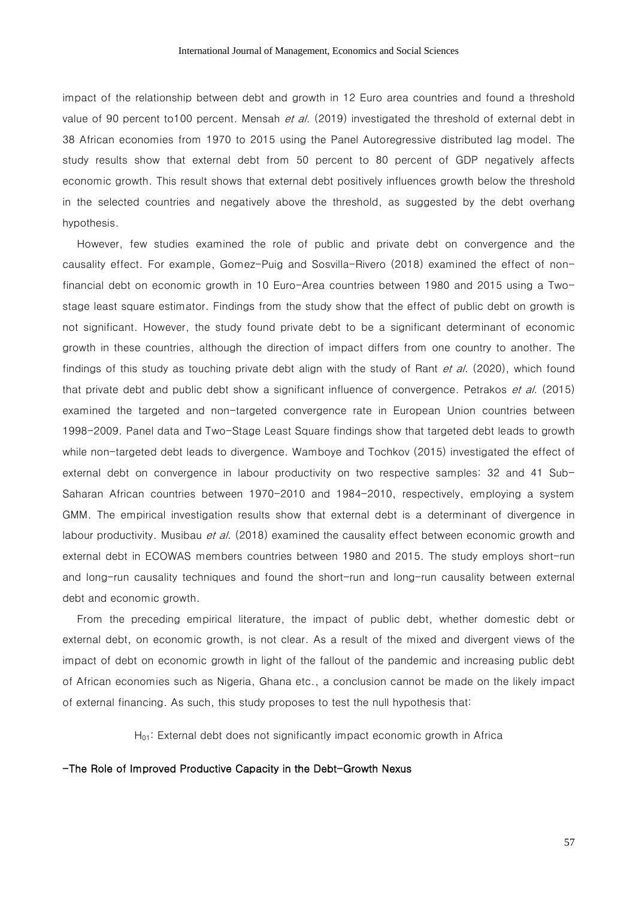impact of the relationship between debt and growth in 12 Euro area countries and found a threshold value of 90 percent to100 percent. Mensah *et al*. (2019) investigated the threshold of external debt in 38 African economies from 1970 to 2015 using the Panel Autoregressive distributed lag model. The study results show that external debt from 50 percent to 80 percent of GDP negatively affects economic growth. This result shows that external debt positively influences growth below the threshold in the selected countries and negatively above the threshold, as suggested by the debt overhang hypothesis.

However, few studies examined the role of public and private debt on convergence and the causality effect. For example, Gomez-Puig and Sosvilla-Rivero (2018) examined the effect of non-financial debt on economic growth in 10 Euro-Area countries between 1980 and 2015 using a Two-stage least square estimator. Findings from the study show that the effect of public debt on growth is not significant. However, the study found private debt to be a significant determinant of economic growth in these countries, although the direction of impact differs from one country to another. The findings of this study as touching private debt align with the study of Rant *et al*. (2020), which found that private debt and public debt show a significant influence of convergence. Petrakos *et al*. (2015) examined the targeted and non-targeted convergence rate in European Union countries between 1998-2009. Panel data and Two-Stage Least Square findings show that targeted debt leads to growth while non-targeted debt leads to divergence. Wamboye and Tochkov (2015) investigated the effect of external debt on convergence in labour productivity on two respective samples: 32 and 41 Sub-Saharan African countries between 1970-2010 and 1984-2010, respectively, employing a system GMM. The empirical investigation results show that external debt is a determinant of divergence in labour productivity. Musibau *et al*. (2018) examined the causality effect between economic growth and external debt in ECOWAS members countries between 1980 and 2015. The study employs short-run and long-run causality techniques and found the short-run and long-run causality between external debt and economic growth.

From the preceding empirical literature, the impact of public debt, whether domestic debt or external debt, on economic growth, is not clear. As a result of the mixed and divergent views of the impact of debt on economic growth in light of the fallout of the pandemic and increasing public debt of African economies such as Nigeria, Ghana etc., a conclusion cannot be made on the likely impact of external financing. As such, this study proposes to test the null hypothesis that:

$H_{01}$: External debt does not significantly impact economic growth in Africa

**-The Role of Improved Productive Capacity in the Debt-Growth Nexus**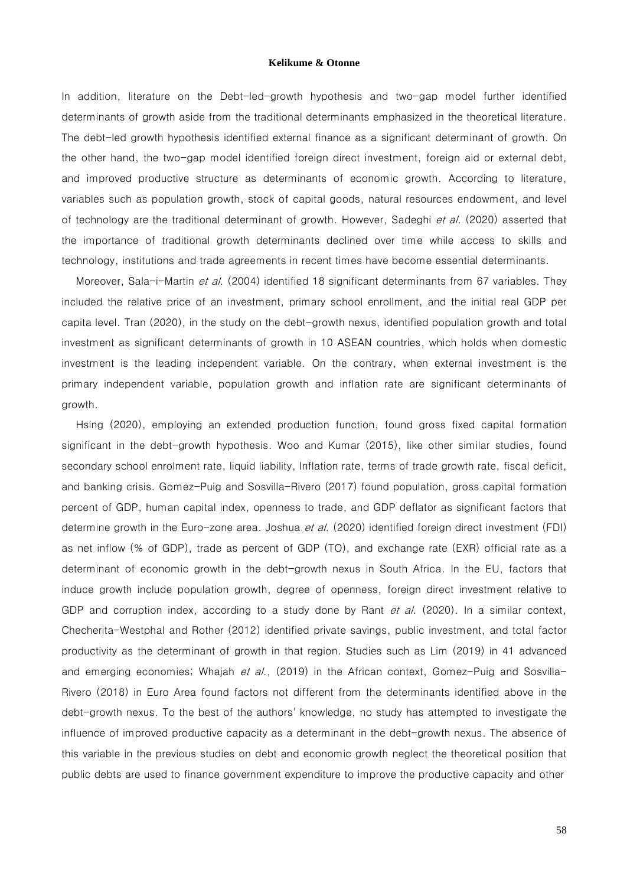In addition, literature on the Debt-led-growth hypothesis and two-gap model further identified determinants of growth aside from the traditional determinants emphasized in the theoretical literature. The debt-led growth hypothesis identified external finance as a significant determinant of growth. On the other hand, the two-gap model identified foreign direct investment, foreign aid or external debt, and improved productive structure as determinants of economic growth. According to literature, variables such as population growth, stock of capital goods, natural resources endowment, and level of technology are the traditional determinant of growth. However, Sadeghi *et al*. (2020) asserted that the importance of traditional growth determinants declined over time while access to skills and technology, institutions and trade agreements in recent times have become essential determinants.

Moreover, Sala-i-Martin *et al*. (2004) identified 18 significant determinants from 67 variables. They included the relative price of an investment, primary school enrollment, and the initial real GDP per capita level. Tran (2020), in the study on the debt-growth nexus, identified population growth and total investment as significant determinants of growth in 10 ASEAN countries, which holds when domestic investment is the leading independent variable. On the contrary, when external investment is the primary independent variable, population growth and inflation rate are significant determinants of growth.

Hsing (2020), employing an extended production function, found gross fixed capital formation significant in the debt-growth hypothesis. Woo and Kumar (2015), like other similar studies, found secondary school enrolment rate, liquid liability, Inflation rate, terms of trade growth rate, fiscal deficit, and banking crisis. Gomez-Puig and Sosvilla-Rivero (2017) found population, gross capital formation percent of GDP, human capital index, openness to trade, and GDP deflator as significant factors that determine growth in the Euro-zone area. Joshua *et al*. (2020) identified foreign direct investment (FDI) as net inflow (% of GDP), trade as percent of GDP (TO), and exchange rate (EXR) official rate as a determinant of economic growth in the debt-growth nexus in South Africa. In the EU, factors that induce growth include population growth, degree of openness, foreign direct investment relative to GDP and corruption index, according to a study done by Rant *et al*. (2020). In a similar context, Checherita-Westphal and Rother (2012) identified private savings, public investment, and total factor productivity as the determinant of growth in that region. Studies such as Lim (2019) in 41 advanced and emerging economies; Whajah *et al*., (2019) in the African context, Gomez-Puig and Sosvilla-Rivero (2018) in Euro Area found factors not different from the determinants identified above in the debt-growth nexus. To the best of the authors' knowledge, no study has attempted to investigate the influence of improved productive capacity as a determinant in the debt-growth nexus. The absence of this variable in the previous studies on debt and economic growth neglect the theoretical position that public debts are used to finance government expenditure to improve the productive capacity and other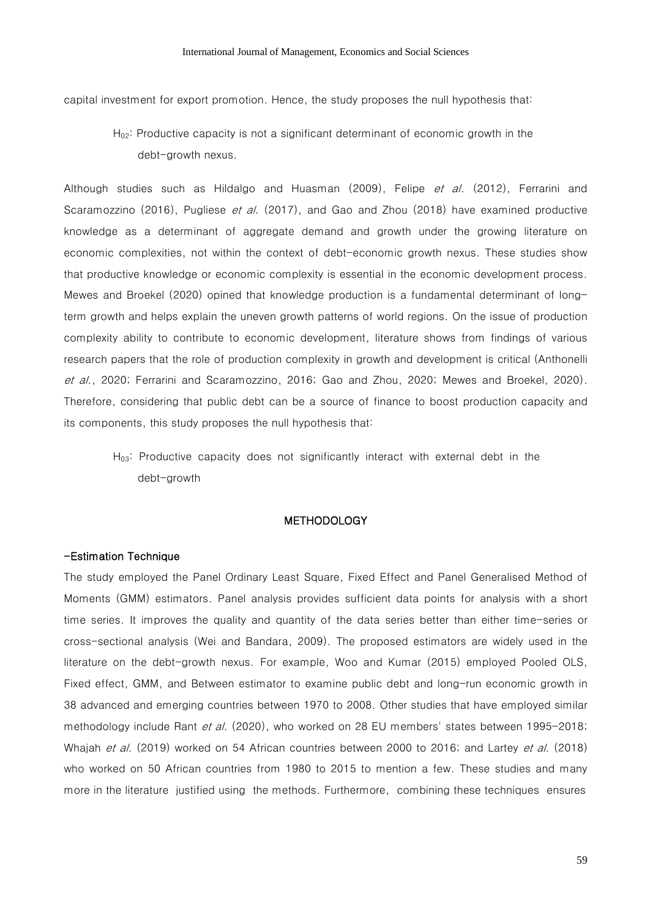capital investment for export promotion. Hence, the study proposes the null hypothesis that:

> $H_{02}$: Productive capacity is not a significant determinant of economic growth in the debt-growth nexus.

Although studies such as Hildalgo and Huasman (2009), Felipe *et al*. (2012), Ferrarini and Scaramozzino (2016), Pugliese *et al*. (2017), and Gao and Zhou (2018) have examined productive knowledge as a determinant of aggregate demand and growth under the growing literature on economic complexities, not within the context of debt-economic growth nexus. These studies show that productive knowledge or economic complexity is essential in the economic development process. Mewes and Broekel (2020) opined that knowledge production is a fundamental determinant of long-term growth and helps explain the uneven growth patterns of world regions. On the issue of production complexity ability to contribute to economic development, literature shows from findings of various research papers that the role of production complexity in growth and development is critical (Anthonelli *et al*., 2020; Ferrarini and Scaramozzino, 2016; Gao and Zhou, 2020; Mewes and Broekel, 2020). Therefore, considering that public debt can be a source of finance to boost production capacity and its components, this study proposes the null hypothesis that:

> $H_{03}$: Productive capacity does not significantly interact with external debt in the debt-growth

## METHODOLOGY

### -Estimation Technique

The study employed the Panel Ordinary Least Square, Fixed Effect and Panel Generalised Method of Moments (GMM) estimators. Panel analysis provides sufficient data points for analysis with a short time series. It improves the quality and quantity of the data series better than either time-series or cross-sectional analysis (Wei and Bandara, 2009). The proposed estimators are widely used in the literature on the debt-growth nexus. For example, Woo and Kumar (2015) employed Pooled OLS, Fixed effect, GMM, and Between estimator to examine public debt and long-run economic growth in 38 advanced and emerging countries between 1970 to 2008. Other studies that have employed similar methodology include Rant *et al*. (2020), who worked on 28 EU members' states between 1995-2018; Whajah *et al*. (2019) worked on 54 African countries between 2000 to 2016; and Lartey *et al*. (2018) who worked on 50 African countries from 1980 to 2015 to mention a few. These studies and many more in the literature justified using the methods. Furthermore, combining these techniques ensures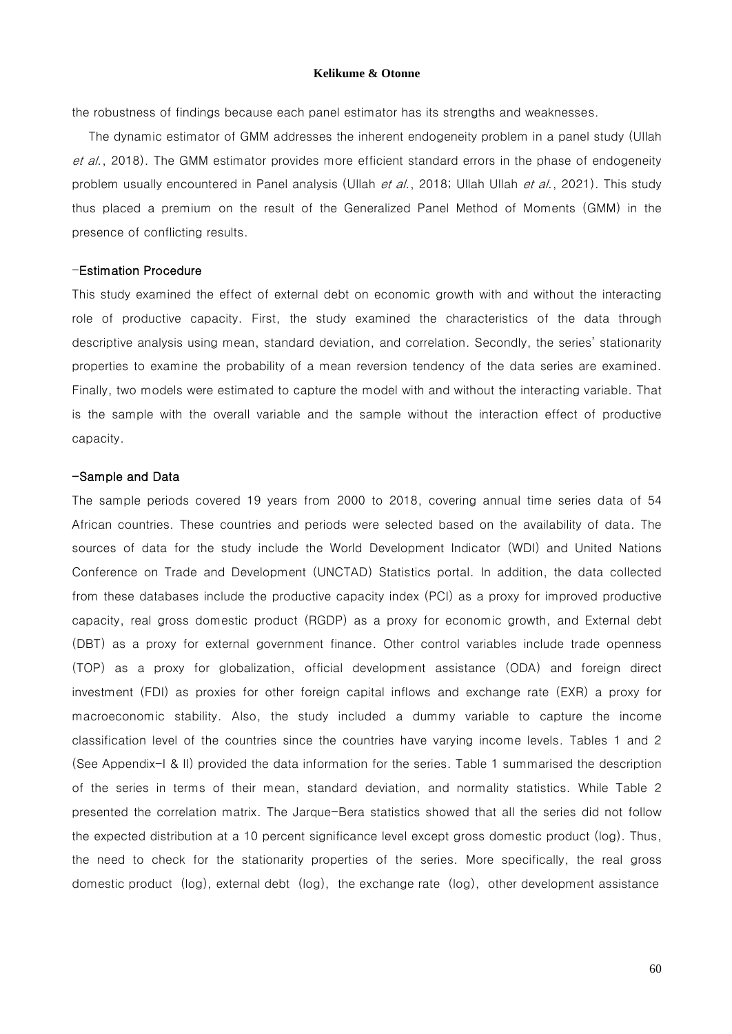the robustness of findings because each panel estimator has its strengths and weaknesses.

The dynamic estimator of GMM addresses the inherent endogeneity problem in a panel study (Ullah *et al.*, 2018). The GMM estimator provides more efficient standard errors in the phase of endogeneity problem usually encountered in Panel analysis (Ullah *et al.*, 2018; Ullah Ullah *et al.*, 2021). This study thus placed a premium on the result of the Generalized Panel Method of Moments (GMM) in the presence of conflicting results.

### -Estimation Procedure

This study examined the effect of external debt on economic growth with and without the interacting role of productive capacity. First, the study examined the characteristics of the data through descriptive analysis using mean, standard deviation, and correlation. Secondly, the series' stationarity properties to examine the probability of a mean reversion tendency of the data series are examined. Finally, two models were estimated to capture the model with and without the interacting variable. That is the sample with the overall variable and the sample without the interaction effect of productive capacity.

### -Sample and Data

The sample periods covered 19 years from 2000 to 2018, covering annual time series data of 54 African countries. These countries and periods were selected based on the availability of data. The sources of data for the study include the World Development Indicator (WDI) and United Nations Conference on Trade and Development (UNCTAD) Statistics portal. In addition, the data collected from these databases include the productive capacity index (PCI) as a proxy for improved productive capacity, real gross domestic product (RGDP) as a proxy for economic growth, and External debt (DBT) as a proxy for external government finance. Other control variables include trade openness (TOP) as a proxy for globalization, official development assistance (ODA) and foreign direct investment (FDI) as proxies for other foreign capital inflows and exchange rate (EXR) a proxy for macroeconomic stability. Also, the study included a dummy variable to capture the income classification level of the countries since the countries have varying income levels. Tables 1 and 2 (See Appendix-I & II) provided the data information for the series. Table 1 summarised the description of the series in terms of their mean, standard deviation, and normality statistics. While Table 2 presented the correlation matrix. The Jarque-Bera statistics showed that all the series did not follow the expected distribution at a 10 percent significance level except gross domestic product (log). Thus, the need to check for the stationarity properties of the series. More specifically, the real gross domestic product (log), external debt (log), the exchange rate (log), other development assistance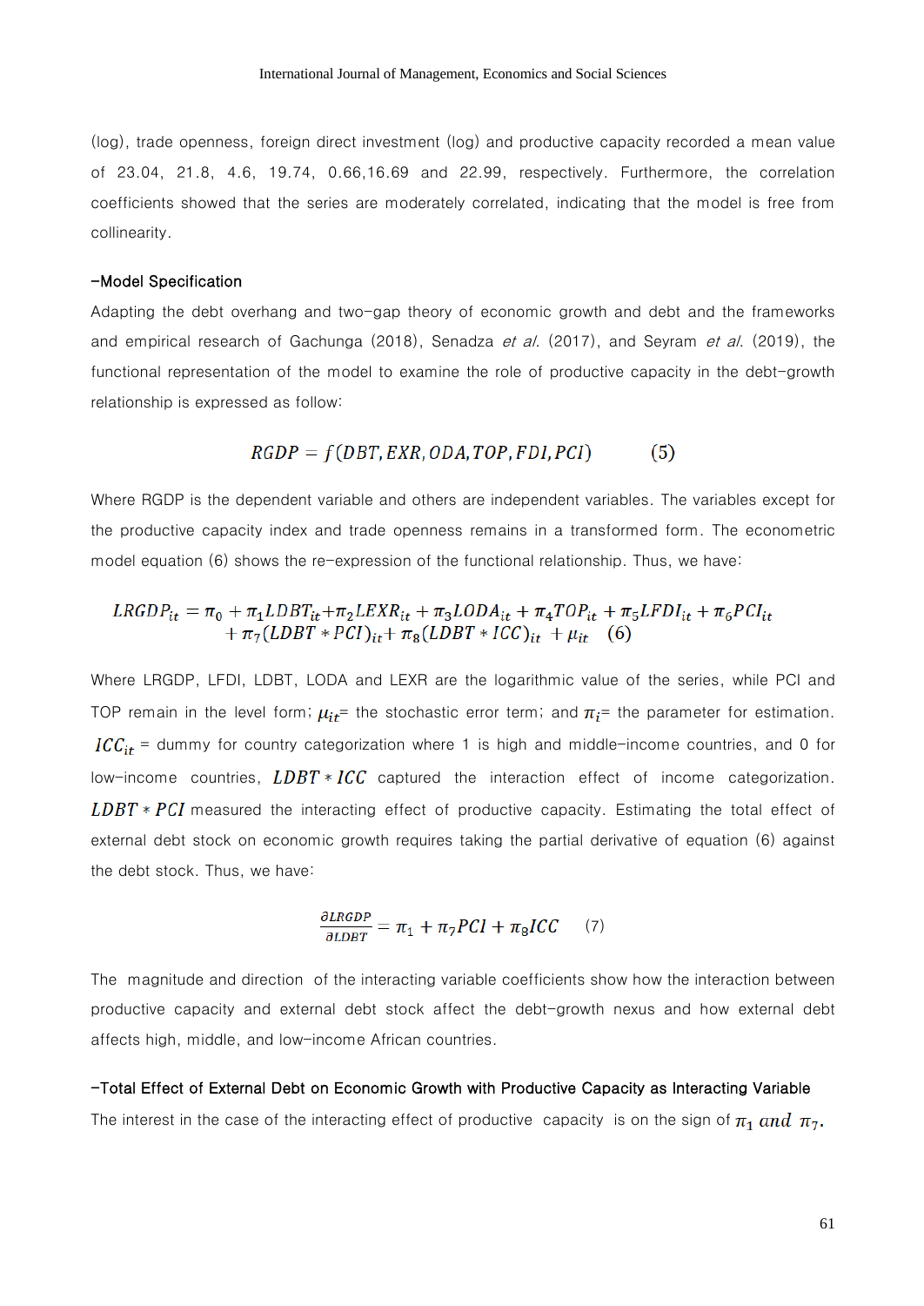(log), trade openness, foreign direct investment (log) and productive capacity recorded a mean value of 23.04, 21.8, 4.6, 19.74, 0.66,16.69 and 22.99, respectively. Furthermore, the correlation coefficients showed that the series are moderately correlated, indicating that the model is free from collinearity.

### –Model Specification

Adapting the debt overhang and two-gap theory of economic growth and debt and the frameworks and empirical research of Gachunga (2018), Senadza *et al.* (2017), and Seyram *et al.* (2019), the functional representation of the model to examine the role of productive capacity in the debt-growth relationship is expressed as follow:

$$RGDP = f(DBT, EXR, ODA, TOP, FDI, PCI) \qquad (5)$$

Where RGDP is the dependent variable and others are independent variables. The variables except for the productive capacity index and trade openness remains in a transformed form. The econometric model equation (6) shows the re-expression of the functional relationship. Thus, we have:

$$LRGDP_{it} = \pi_0 + \pi_1 LDBT_{it} + \pi_2 LEXR_{it} + \pi_3 LODA_{it} + \pi_4 TOP_{it} + \pi_5 LFDI_{it} + \pi_6 PCI_{it} + \pi_7 (LDBT * PCI)_{it} + \pi_8 (LDBT * ICC)_{it} + \mu_{it} \quad (6)$$

Where LRGDP, LFDI, LDBT, LODA and LEXR are the logarithmic value of the series, while PCI and TOP remain in the level form; $\mu_{it}$= the stochastic error term; and $\pi_i$= the parameter for estimation. $ICC_{it}$ = dummy for country categorization where 1 is high and middle-income countries, and 0 for low-income countries, $LDBT * ICC$ captured the interaction effect of income categorization. $LDBT * PCI$ measured the interacting effect of productive capacity. Estimating the total effect of external debt stock on economic growth requires taking the partial derivative of equation (6) against the debt stock. Thus, we have:

$$\frac{\partial LRGDP}{\partial LDBT} = \pi_1 + \pi_7 PCI + \pi_8 ICC \qquad (7)$$

The magnitude and direction of the interacting variable coefficients show how the interaction between productive capacity and external debt stock affect the debt-growth nexus and how external debt affects high, middle, and low-income African countries.

### –Total Effect of External Debt on Economic Growth with Productive Capacity as Interacting Variable

The interest in the case of the interacting effect of productive capacity is on the sign of $\pi_1$ and $\pi_7$.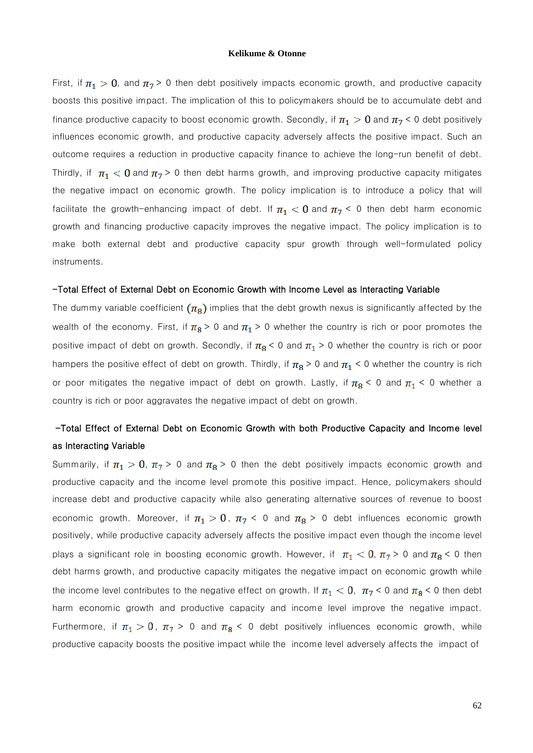First, if $\pi_1 > 0$, and $\pi_7 > 0$ then debt positively impacts economic growth, and productive capacity boosts this positive impact. The implication of this to policymakers should be to accumulate debt and finance productive capacity to boost economic growth. Secondly, if $\pi_1 > 0$ and $\pi_7 < 0$ debt positively influences economic growth, and productive capacity adversely affects the positive impact. Such an outcome requires a reduction in productive capacity finance to achieve the long-run benefit of debt. Thirdly, if $\pi_1 < 0$ and $\pi_7 > 0$ then debt harms growth, and improving productive capacity mitigates the negative impact on economic growth. The policy implication is to introduce a policy that will facilitate the growth-enhancing impact of debt. If $\pi_1 < 0$ and $\pi_7 < 0$ then debt harm economic growth and financing productive capacity improves the negative impact. The policy implication is to make both external debt and productive capacity spur growth through well-formulated policy instruments.

### -Total Effect of External Debt on Economic Growth with Income Level as Interacting Variable

The dummy variable coefficient $(\pi_8)$ implies that the debt growth nexus is significantly affected by the wealth of the economy. First, if $\pi_8 > 0$ and $\pi_1 > 0$ whether the country is rich or poor promotes the positive impact of debt on growth. Secondly, if $\pi_8 < 0$ and $\pi_1 > 0$ whether the country is rich or poor hampers the positive effect of debt on growth. Thirdly, if $\pi_8 > 0$ and $\pi_1 < 0$ whether the country is rich or poor mitigates the negative impact of debt on growth. Lastly, if $\pi_8 < 0$ and $\pi_1 < 0$ whether a country is rich or poor aggravates the negative impact of debt on growth.

### -Total Effect of External Debt on Economic Growth with both Productive Capacity and Income level as Interacting Variable

Summarily, if $\pi_1 > 0$, $\pi_7 > 0$ and $\pi_8 > 0$ then the debt positively impacts economic growth and productive capacity and the income level promote this positive impact. Hence, policymakers should increase debt and productive capacity while also generating alternative sources of revenue to boost economic growth. Moreover, if $\pi_1 > 0$, $\pi_7 < 0$ and $\pi_8 > 0$ debt influences economic growth positively, while productive capacity adversely affects the positive impact even though the income level plays a significant role in boosting economic growth. However, if $\pi_1 < 0$, $\pi_7 > 0$ and $\pi_8 < 0$ then debt harms growth, and productive capacity mitigates the negative impact on economic growth while the income level contributes to the negative effect on growth. If $\pi_1 < 0$, $\pi_7 < 0$ and $\pi_8 < 0$ then debt harm economic growth and productive capacity and income level improve the negative impact. Furthermore, if $\pi_1 > 0$, $\pi_7 > 0$ and $\pi_8 < 0$ debt positively influences economic growth, while productive capacity boosts the positive impact while the income level adversely affects the impact of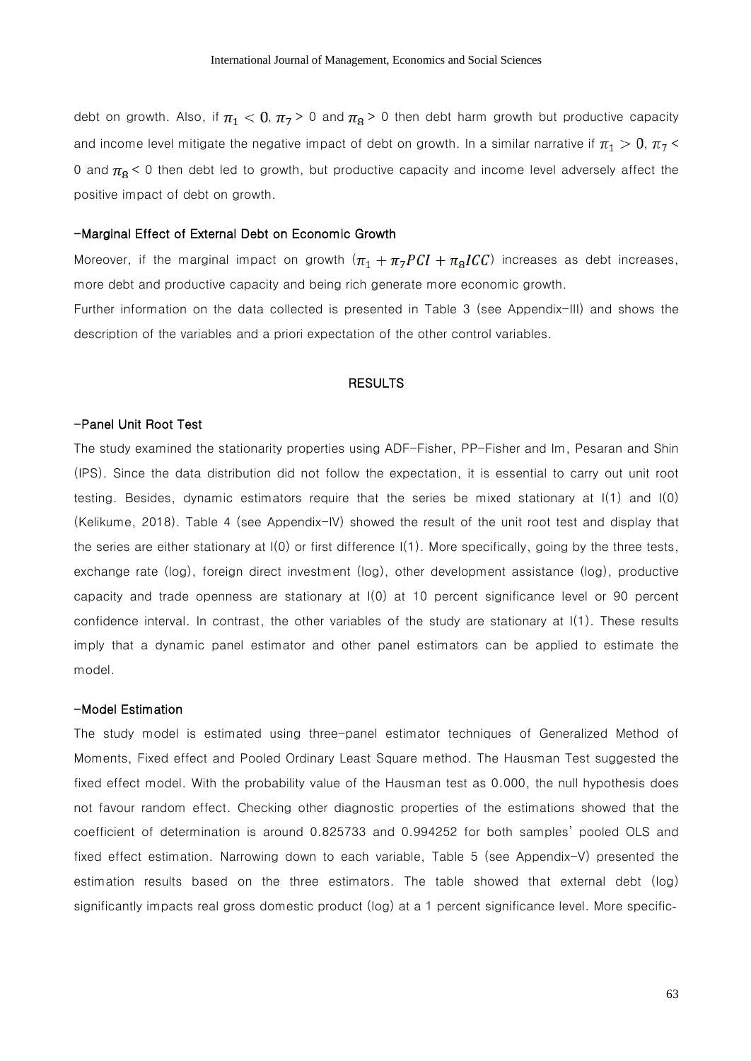debt on growth. Also, if $\pi_1 < 0$, $\pi_7 > 0$ and $\pi_8 > 0$ then debt harm growth but productive capacity and income level mitigate the negative impact of debt on growth. In a similar narrative if $\pi_1 > 0$, $\pi_7 < 0$ and $\pi_8 < 0$ then debt led to growth, but productive capacity and income level adversely affect the positive impact of debt on growth.

### -Marginal Effect of External Debt on Economic Growth

Moreover, if the marginal impact on growth $(\pi_1 + \pi_7 PCI + \pi_8 ICC)$ increases as debt increases, more debt and productive capacity and being rich generate more economic growth.

Further information on the data collected is presented in Table 3 (see Appendix-III) and shows the description of the variables and a priori expectation of the other control variables.

## RESULTS

### -Panel Unit Root Test

The study examined the stationarity properties using ADF-Fisher, PP-Fisher and Im, Pesaran and Shin (IPS). Since the data distribution did not follow the expectation, it is essential to carry out unit root testing. Besides, dynamic estimators require that the series be mixed stationary at I(1) and I(0) (Kelikume, 2018). Table 4 (see Appendix-IV) showed the result of the unit root test and display that the series are either stationary at I(0) or first difference I(1). More specifically, going by the three tests, exchange rate (log), foreign direct investment (log), other development assistance (log), productive capacity and trade openness are stationary at I(0) at 10 percent significance level or 90 percent confidence interval. In contrast, the other variables of the study are stationary at I(1). These results imply that a dynamic panel estimator and other panel estimators can be applied to estimate the model.

### -Model Estimation

The study model is estimated using three-panel estimator techniques of Generalized Method of Moments, Fixed effect and Pooled Ordinary Least Square method. The Hausman Test suggested the fixed effect model. With the probability value of the Hausman test as 0.000, the null hypothesis does not favour random effect. Checking other diagnostic properties of the estimations showed that the coefficient of determination is around 0.825733 and 0.994252 for both samples' pooled OLS and fixed effect estimation. Narrowing down to each variable, Table 5 (see Appendix-V) presented the estimation results based on the three estimators. The table showed that external debt (log) significantly impacts real gross domestic product (log) at a 1 percent significance level. More specific-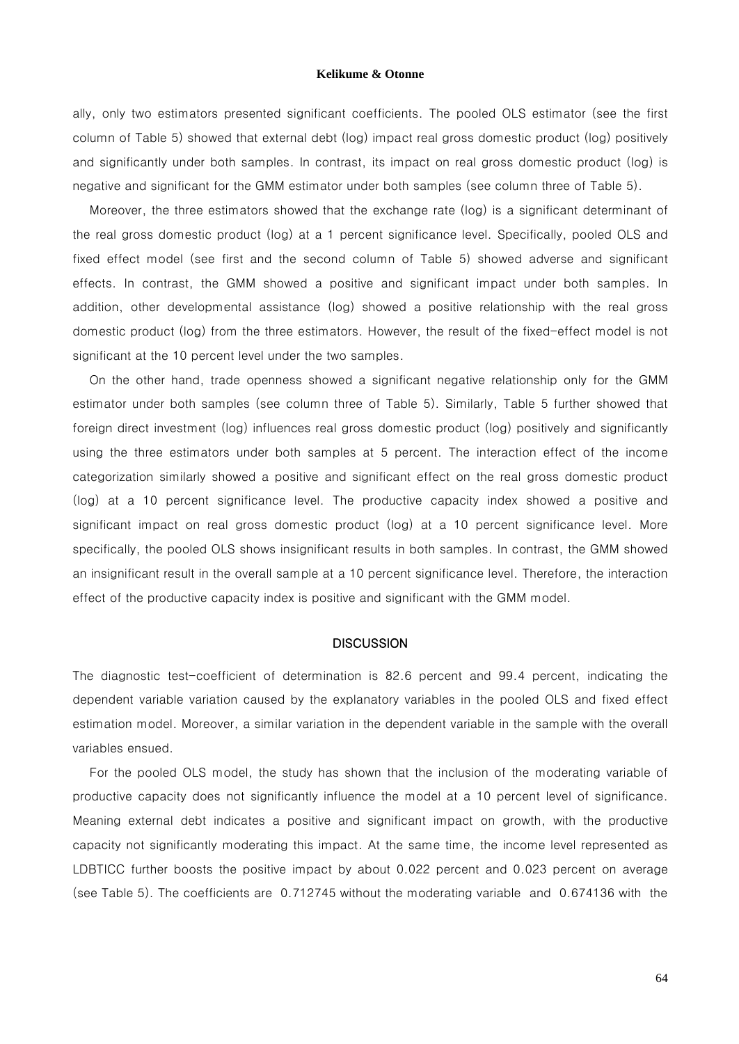ally, only two estimators presented significant coefficients. The pooled OLS estimator (see the first column of Table 5) showed that external debt (log) impact real gross domestic product (log) positively and significantly under both samples. In contrast, its impact on real gross domestic product (log) is negative and significant for the GMM estimator under both samples (see column three of Table 5).

Moreover, the three estimators showed that the exchange rate (log) is a significant determinant of the real gross domestic product (log) at a 1 percent significance level. Specifically, pooled OLS and fixed effect model (see first and the second column of Table 5) showed adverse and significant effects. In contrast, the GMM showed a positive and significant impact under both samples. In addition, other developmental assistance (log) showed a positive relationship with the real gross domestic product (log) from the three estimators. However, the result of the fixed-effect model is not significant at the 10 percent level under the two samples.

On the other hand, trade openness showed a significant negative relationship only for the GMM estimator under both samples (see column three of Table 5). Similarly, Table 5 further showed that foreign direct investment (log) influences real gross domestic product (log) positively and significantly using the three estimators under both samples at 5 percent. The interaction effect of the income categorization similarly showed a positive and significant effect on the real gross domestic product (log) at a 10 percent significance level. The productive capacity index showed a positive and significant impact on real gross domestic product (log) at a 10 percent significance level. More specifically, the pooled OLS shows insignificant results in both samples. In contrast, the GMM showed an insignificant result in the overall sample at a 10 percent significance level. Therefore, the interaction effect of the productive capacity index is positive and significant with the GMM model.

## DISCUSSION

The diagnostic test-coefficient of determination is 82.6 percent and 99.4 percent, indicating the dependent variable variation caused by the explanatory variables in the pooled OLS and fixed effect estimation model. Moreover, a similar variation in the dependent variable in the sample with the overall variables ensued.

For the pooled OLS model, the study has shown that the inclusion of the moderating variable of productive capacity does not significantly influence the model at a 10 percent level of significance. Meaning external debt indicates a positive and significant impact on growth, with the productive capacity not significantly moderating this impact. At the same time, the income level represented as LDBTICC further boosts the positive impact by about 0.022 percent and 0.023 percent on average (see Table 5). The coefficients are 0.712745 without the moderating variable and 0.674136 with the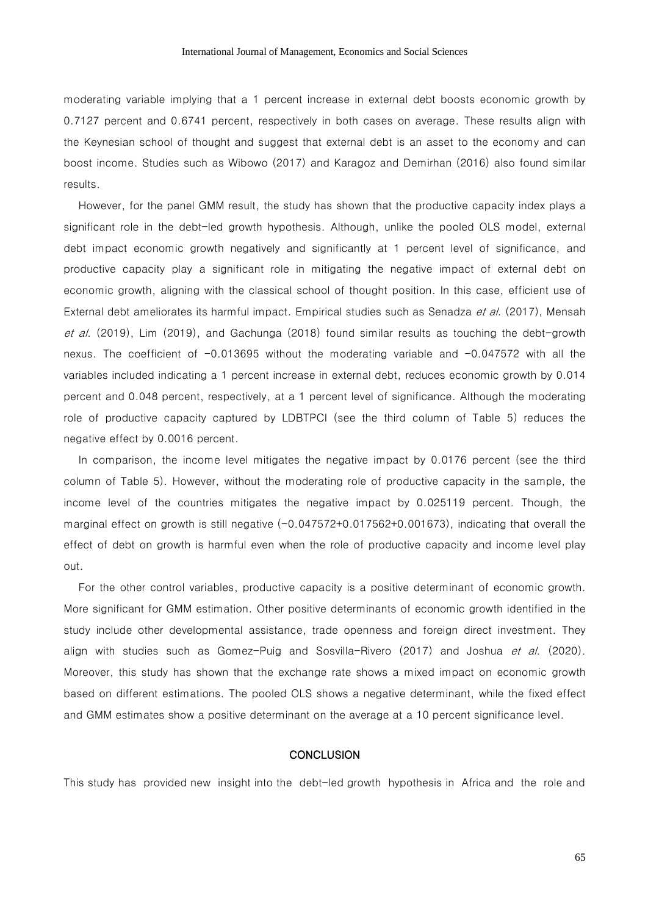moderating variable implying that a 1 percent increase in external debt boosts economic growth by 0.7127 percent and 0.6741 percent, respectively in both cases on average. These results align with the Keynesian school of thought and suggest that external debt is an asset to the economy and can boost income. Studies such as Wibowo (2017) and Karagoz and Demirhan (2016) also found similar results.

However, for the panel GMM result, the study has shown that the productive capacity index plays a significant role in the debt-led growth hypothesis. Although, unlike the pooled OLS model, external debt impact economic growth negatively and significantly at 1 percent level of significance, and productive capacity play a significant role in mitigating the negative impact of external debt on economic growth, aligning with the classical school of thought position. In this case, efficient use of External debt ameliorates its harmful impact. Empirical studies such as Senadza *et al*. (2017), Mensah *et al*. (2019), Lim (2019), and Gachunga (2018) found similar results as touching the debt-growth nexus. The coefficient of -0.013695 without the moderating variable and -0.047572 with all the variables included indicating a 1 percent increase in external debt, reduces economic growth by 0.014 percent and 0.048 percent, respectively, at a 1 percent level of significance. Although the moderating role of productive capacity captured by LDBTPCI (see the third column of Table 5) reduces the negative effect by 0.0016 percent.

In comparison, the income level mitigates the negative impact by 0.0176 percent (see the third column of Table 5). However, without the moderating role of productive capacity in the sample, the income level of the countries mitigates the negative impact by 0.025119 percent. Though, the marginal effect on growth is still negative (-0.047572+0.017562+0.001673), indicating that overall the effect of debt on growth is harmful even when the role of productive capacity and income level play out.

For the other control variables, productive capacity is a positive determinant of economic growth. More significant for GMM estimation. Other positive determinants of economic growth identified in the study include other developmental assistance, trade openness and foreign direct investment. They align with studies such as Gomez-Puig and Sosvilla-Rivero (2017) and Joshua *et al*. (2020). Moreover, this study has shown that the exchange rate shows a mixed impact on economic growth based on different estimations. The pooled OLS shows a negative determinant, while the fixed effect and GMM estimates show a positive determinant on the average at a 10 percent significance level.

## CONCLUSION

This study has provided new insight into the debt-led growth hypothesis in Africa and the role and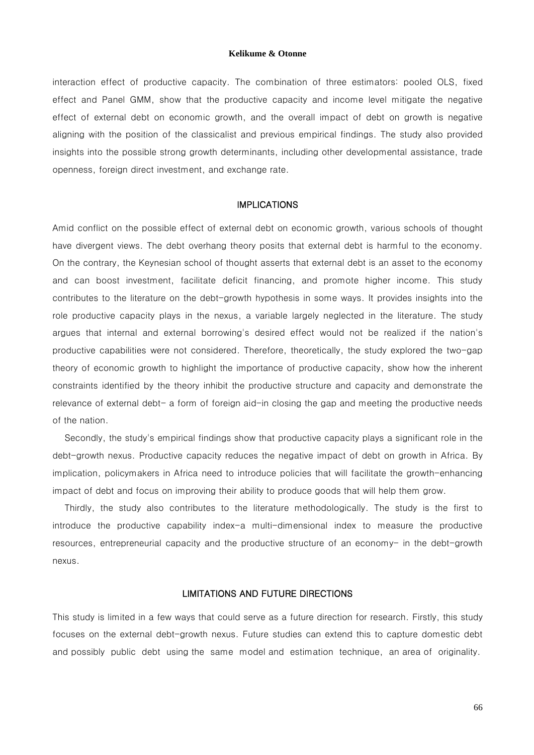interaction effect of productive capacity. The combination of three estimators: pooled OLS, fixed effect and Panel GMM, show that the productive capacity and income level mitigate the negative effect of external debt on economic growth, and the overall impact of debt on growth is negative aligning with the position of the classicalist and previous empirical findings. The study also provided insights into the possible strong growth determinants, including other developmental assistance, trade openness, foreign direct investment, and exchange rate.

## IMPLICATIONS

Amid conflict on the possible effect of external debt on economic growth, various schools of thought have divergent views. The debt overhang theory posits that external debt is harmful to the economy. On the contrary, the Keynesian school of thought asserts that external debt is an asset to the economy and can boost investment, facilitate deficit financing, and promote higher income. This study contributes to the literature on the debt-growth hypothesis in some ways. It provides insights into the role productive capacity plays in the nexus, a variable largely neglected in the literature. The study argues that internal and external borrowing's desired effect would not be realized if the nation's productive capabilities were not considered. Therefore, theoretically, the study explored the two-gap theory of economic growth to highlight the importance of productive capacity, show how the inherent constraints identified by the theory inhibit the productive structure and capacity and demonstrate the relevance of external debt- a form of foreign aid-in closing the gap and meeting the productive needs of the nation.

Secondly, the study's empirical findings show that productive capacity plays a significant role in the debt-growth nexus. Productive capacity reduces the negative impact of debt on growth in Africa. By implication, policymakers in Africa need to introduce policies that will facilitate the growth-enhancing impact of debt and focus on improving their ability to produce goods that will help them grow.

Thirdly, the study also contributes to the literature methodologically. The study is the first to introduce the productive capability index-a multi-dimensional index to measure the productive resources, entrepreneurial capacity and the productive structure of an economy- in the debt-growth nexus.

## LIMITATIONS AND FUTURE DIRECTIONS

This study is limited in a few ways that could serve as a future direction for research. Firstly, this study focuses on the external debt-growth nexus. Future studies can extend this to capture domestic debt and possibly public debt using the same model and estimation technique, an area of originality.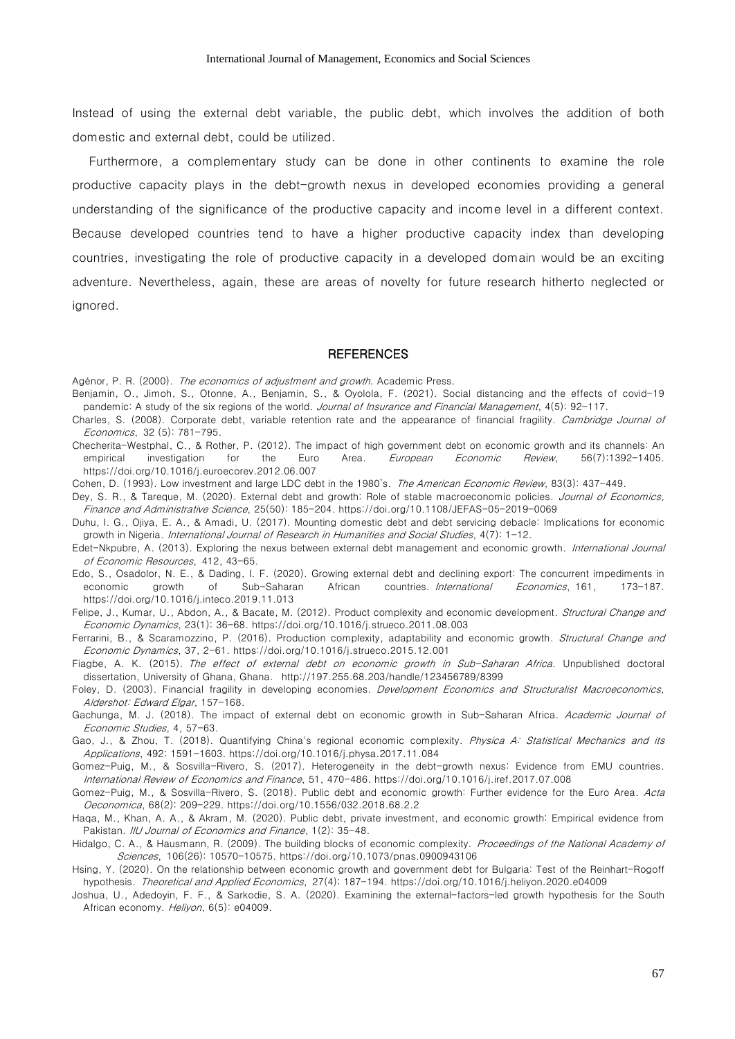Instead of using the external debt variable, the public debt, which involves the addition of both domestic and external debt, could be utilized.

Furthermore, a complementary study can be done in other continents to examine the role productive capacity plays in the debt-growth nexus in developed economies providing a general understanding of the significance of the productive capacity and income level in a different context. Because developed countries tend to have a higher productive capacity index than developing countries, investigating the role of productive capacity in a developed domain would be an exciting adventure. Nevertheless, again, these are areas of novelty for future research hitherto neglected or ignored.

## REFERENCES

Agénor, P. R. (2000). *The economics of adjustment and growth*. Academic Press.

Benjamin, O., Jimoh, S., Otonne, A., Benjamin, S., & Oyolola, F. (2021). Social distancing and the effects of covid-19 pandemic: A study of the six regions of the world. *Journal of Insurance and Financial Management*, 4(5): 92-117.

Charles, S. (2008). Corporate debt, variable retention rate and the appearance of financial fragility. *Cambridge Journal of Economics*, 32 (5): 781-795.

Checherita-Westphal, C., & Rother, P. (2012). The impact of high government debt on economic growth and its channels: An empirical investigation for the Euro Area. *European Economic Review*, 56(7):1392-1405. https://doi.org/10.1016/j.euroecorev.2012.06.007

Cohen, D. (1993). Low investment and large LDC debt in the 1980's. *The American Economic Review*, 83(3): 437-449.

Dey, S. R., & Tareque, M. (2020). External debt and growth: Role of stable macroeconomic policies. *Journal of Economics, Finance and Administrative Science*, 25(50): 185-204. https://doi.org/10.1108/JEFAS-05-2019-0069

Duhu, I. G., Ojiya, E. A., & Amadi, U. (2017). Mounting domestic debt and debt servicing debacle: Implications for economic growth in Nigeria. *International Journal of Research in Humanities and Social Studies*, 4(7): 1-12.

Edet-Nkpubre, A. (2013). Exploring the nexus between external debt management and economic growth. *International Journal of Economic Resources*, 412, 43-65.

Edo, S., Osadolor, N. E., & Dading, I. F. (2020). Growing external debt and declining export: The concurrent impediments in economic growth of Sub-Saharan African countries. *International Economics*, 161, 173-187. https://doi.org/10.1016/j.inteco.2019.11.013

Felipe, J., Kumar, U., Abdon, A., & Bacate, M. (2012). Product complexity and economic development. *Structural Change and Economic Dynamics*, 23(1): 36-68. https://doi.org/10.1016/j.strueco.2011.08.003

Ferrarini, B., & Scaramozzino, P. (2016). Production complexity, adaptability and economic growth. *Structural Change and Economic Dynamics*, 37, 2-61. https://doi.org/10.1016/j.strueco.2015.12.001

Fiagbe, A. K. (2015). *The effect of external debt on economic growth in Sub-Saharan Africa*. Unpublished doctoral dissertation, University of Ghana, Ghana. http://197.255.68.203/handle/123456789/8399

Foley, D. (2003). Financial fragility in developing economies. *Development Economics and Structuralist Macroeconomics, Aldershot: Edward Elgar*, 157-168.

Gachunga, M. J. (2018). The impact of external debt on economic growth in Sub-Saharan Africa. *Academic Journal of Economic Studies*, 4, 57-63.

Gao, J., & Zhou, T. (2018). Quantifying China's regional economic complexity. *Physica A: Statistical Mechanics and its Applications*, 492: 1591-1603. https://doi.org/10.1016/j.physa.2017.11.084

Gomez-Puig, M., & Sosvilla-Rivero, S. (2017). Heterogeneity in the debt-growth nexus: Evidence from EMU countries. *International Review of Economics and Finance*, 51, 470-486. https://doi.org/10.1016/j.iref.2017.07.008

Gomez-Puig, M., & Sosvilla-Rivero, S. (2018). Public debt and economic growth: Further evidence for the Euro Area. *Acta Oeconomica*, 68(2): 209-229. https://doi.org/10.1556/032.2018.68.2.2

Haqa, M., Khan, A. A., & Akram, M. (2020). Public debt, private investment, and economic growth: Empirical evidence from Pakistan. *IIU Journal of Economics and Finance*, 1(2): 35-48.

Hidalgo, C. A., & Hausmann, R. (2009). The building blocks of economic complexity. *Proceedings of the National Academy of Sciences*, 106(26): 10570-10575. https://doi.org/10.1073/pnas.0900943106

Hsing, Y. (2020). On the relationship between economic growth and government debt for Bulgaria: Test of the Reinhart-Rogoff hypothesis. *Theoretical and Applied Economics*, 27(4): 187-194. https://doi.org/10.1016/j.heliyon.2020.e04009

Joshua, U., Adedoyin, F. F., & Sarkodie, S. A. (2020). Examining the external-factors-led growth hypothesis for the South African economy. *Heliyon*, 6(5): e04009.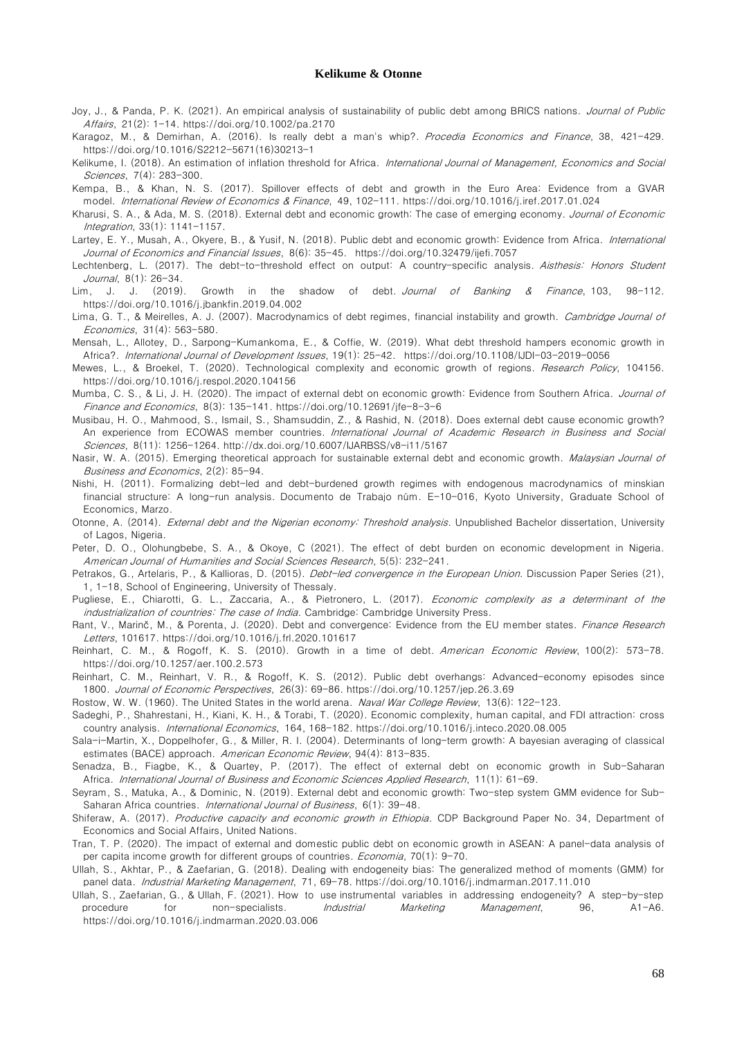Joy, J., & Panda, P. K. (2021). An empirical analysis of sustainability of public debt among BRICS nations. *Journal of Public Affairs*, 21(2): 1-14. https://doi.org/10.1002/pa.2170

Karagoz, M., & Demirhan, A. (2016). Is really debt a man's whip?. *Procedia Economics and Finance*, 38, 421-429. https://doi.org/10.1016/S2212-5671(16)30213-1

Kelikume, I. (2018). An estimation of inflation threshold for Africa. *International Journal of Management, Economics and Social Sciences*, 7(4): 283-300.

Kempa, B., & Khan, N. S. (2017). Spillover effects of debt and growth in the Euro Area: Evidence from a GVAR model. *International Review of Economics & Finance*, 49, 102-111. https://doi.org/10.1016/j.iref.2017.01.024

Kharusi, S. A., & Ada, M. S. (2018). External debt and economic growth: The case of emerging economy. *Journal of Economic Integration*, 33(1): 1141-1157.

Lartey, E. Y., Musah, A., Okyere, B., & Yusif, N. (2018). Public debt and economic growth: Evidence from Africa. *International Journal of Economics and Financial Issues*, 8(6): 35-45. https://doi.org/10.32479/ijefi.7057

Lechtenberg, L. (2017). The debt-to-threshold effect on output: A country-specific analysis. *Aisthesis: Honors Student Journal*, 8(1): 26-34.

Lim, J. J. (2019). Growth in the shadow of debt. *Journal of Banking & Finance*, 103, 98-112. https://doi.org/10.1016/j.jbankfin.2019.04.002

Lima, G. T., & Meirelles, A. J. (2007). Macrodynamics of debt regimes, financial instability and growth. *Cambridge Journal of Economics*, 31(4): 563-580.

Mensah, L., Allotey, D., Sarpong-Kumankoma, E., & Coffie, W. (2019). What debt threshold hampers economic growth in Africa?. *International Journal of Development Issues*, 19(1): 25-42. https://doi.org/10.1108/IJDI-03-2019-0056

Mewes, L., & Broekel, T. (2020). Technological complexity and economic growth of regions. *Research Policy*, 104156. https://doi.org/10.1016/j.respol.2020.104156

Mumba, C. S., & Li, J. H. (2020). The impact of external debt on economic growth: Evidence from Southern Africa. *Journal of Finance and Economics*, 8(3): 135-141. https://doi.org/10.12691/jfe-8-3-6

Musibau, H. O., Mahmood, S., Ismail, S., Shamsuddin, Z., & Rashid, N. (2018). Does external debt cause economic growth? An experience from ECOWAS member countries. *International Journal of Academic Research in Business and Social Sciences*, 8(11): 1256-1264. http://dx.doi.org/10.6007/IJARBSS/v8-i11/5167

Nasir, W. A. (2015). Emerging theoretical approach for sustainable external debt and economic growth. *Malaysian Journal of Business and Economics*, 2(2): 85-94.

Nishi, H. (2011). Formalizing debt-led and debt-burdened growth regimes with endogenous macrodynamics of minskian financial structure: A long-run analysis. Documento de Trabajo núm. E-10-016, Kyoto University, Graduate School of Economics, Marzo.

Otonne, A. (2014). *External debt and the Nigerian economy: Threshold analysis*. Unpublished Bachelor dissertation, University of Lagos, Nigeria.

Peter, D. O., Olohungbebe, S. A., & Okoye, C (2021). The effect of debt burden on economic development in Nigeria. *American Journal of Humanities and Social Sciences Research*, 5(5): 232-241.

Petrakos, G., Artelaris, P., & Kallioras, D. (2015). *Debt-led convergence in the European Union*. Discussion Paper Series (21), 1, 1-18, School of Engineering, University of Thessaly.

Pugliese, E., Chiarotti, G. L., Zaccaria, A., & Pietronero, L. (2017). *Economic complexity as a determinant of the industrialization of countries: The case of India*. Cambridge: Cambridge University Press.

Rant, V., Marinč, M., & Porenta, J. (2020). Debt and convergence: Evidence from the EU member states. *Finance Research Letters*, 101617. https://doi.org/10.1016/j.frl.2020.101617

Reinhart, C. M., & Rogoff, K. S. (2010). Growth in a time of debt. *American Economic Review*, 100(2): 573-78. https://doi.org/10.1257/aer.100.2.573

Reinhart, C. M., Reinhart, V. R., & Rogoff, K. S. (2012). Public debt overhangs: Advanced-economy episodes since 1800. *Journal of Economic Perspectives*, 26(3): 69-86. https://doi.org/10.1257/jep.26.3.69

Rostow, W. W. (1960). The United States in the world arena. *Naval War College Review*, 13(6): 122-123.

Sadeghi, P., Shahrestani, H., Kiani, K. H., & Torabi, T. (2020). Economic complexity, human capital, and FDI attraction: cross country analysis. *International Economics*, 164, 168-182. https://doi.org/10.1016/j.inteco.2020.08.005

Sala-i-Martin, X., Doppelhofer, G., & Miller, R. I. (2004). Determinants of long-term growth: A bayesian averaging of classical estimates (BACE) approach. *American Economic Review*, 94(4): 813-835.

Senadza, B., Fiagbe, K., & Quartey, P. (2017). The effect of external debt on economic growth in Sub-Saharan Africa. *International Journal of Business and Economic Sciences Applied Research*, 11(1): 61-69.

Seyram, S., Matuka, A., & Dominic, N. (2019). External debt and economic growth: Two-step system GMM evidence for Sub-Saharan Africa countries. *International Journal of Business*, 6(1): 39-48.

Shiferaw, A. (2017). *Productive capacity and economic growth in Ethiopia*. CDP Background Paper No. 34, Department of Economics and Social Affairs, United Nations.

Tran, T. P. (2020). The impact of external and domestic public debt on economic growth in ASEAN: A panel-data analysis of per capita income growth for different groups of countries. *Economia*, 70(1): 9-70.

Ullah, S., Akhtar, P., & Zaefarian, G. (2018). Dealing with endogeneity bias: The generalized method of moments (GMM) for panel data. *Industrial Marketing Management*, 71, 69-78. https://doi.org/10.1016/j.indmarman.2017.11.010

Ullah, S., Zaefarian, G., & Ullah, F. (2021). How to use instrumental variables in addressing endogeneity? A step-by-step procedure for non-specialists. *Industrial Marketing Management*, 96, A1-A6. https://doi.org/10.1016/j.indmarman.2020.03.006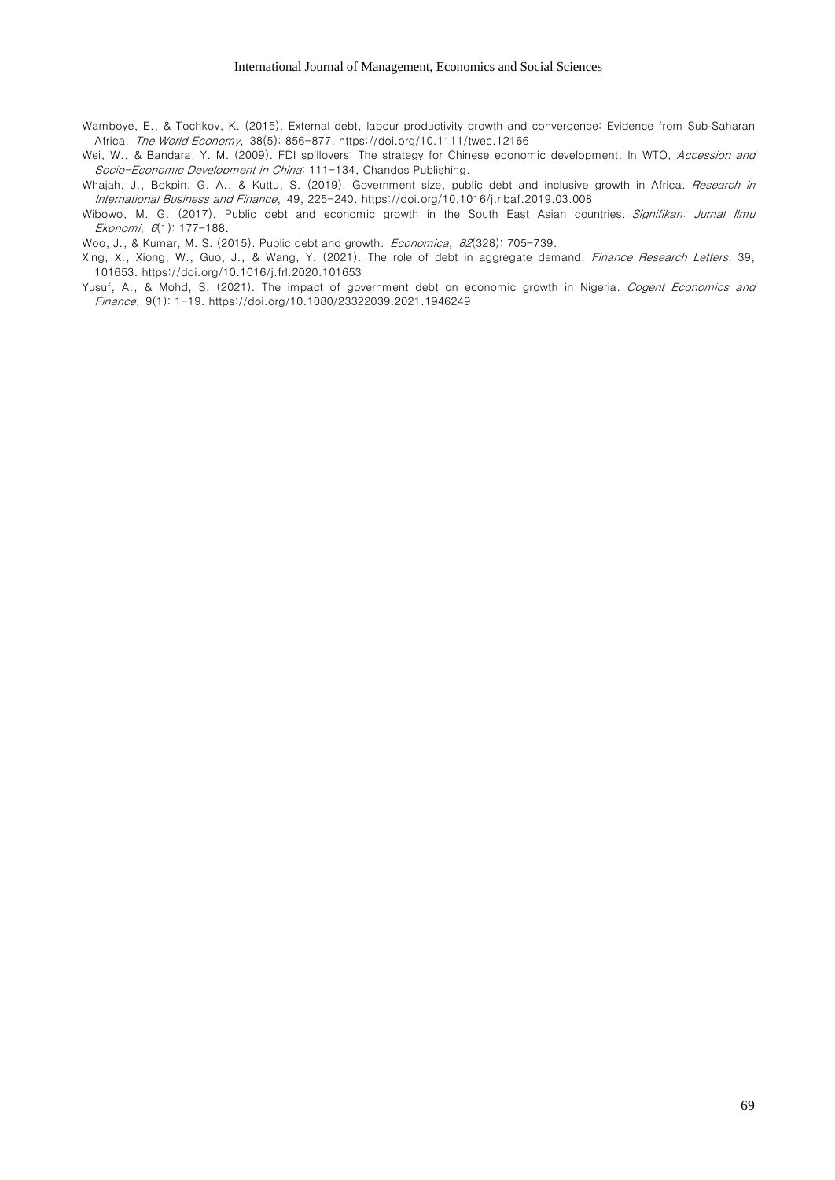Wamboye, E., & Tochkov, K. (2015). External debt, labour productivity growth and convergence: Evidence from Sub-Saharan Africa. *The World Economy*, 38(5): 856–877. https://doi.org/10.1111/twec.12166

Wei, W., & Bandara, Y. M. (2009). FDI spillovers: The strategy for Chinese economic development. In WTO, *Accession and Socio-Economic Development in China*: 111–134, Chandos Publishing.

Whajah, J., Bokpin, G. A., & Kuttu, S. (2019). Government size, public debt and inclusive growth in Africa. *Research in International Business and Finance*, 49, 225–240. https://doi.org/10.1016/j.ribaf.2019.03.008

Wibowo, M. G. (2017). Public debt and economic growth in the South East Asian countries. *Signifikan: Jurnal Ilmu Ekonomi*, *6*(1): 177–188.

Woo, J., & Kumar, M. S. (2015). Public debt and growth. *Economica*, *82*(328): 705–739.

Xing, X., Xiong, W., Guo, J., & Wang, Y. (2021). The role of debt in aggregate demand. *Finance Research Letters*, 39, 101653. https://doi.org/10.1016/j.frl.2020.101653

Yusuf, A., & Mohd, S. (2021). The impact of government debt on economic growth in Nigeria. *Cogent Economics and Finance*, 9(1): 1–19. https://doi.org/10.1080/23322039.2021.1946249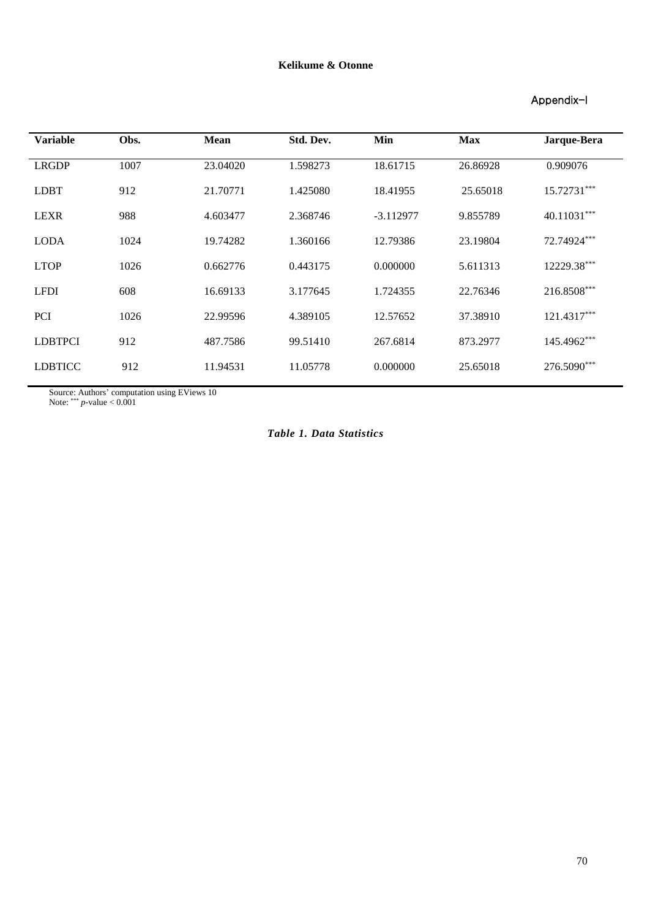Appendix–I

| Variable | Obs. | Mean | Std. Dev. | Min | Max | Jarque-Bera |
|---|---|---|---|---|---|---|
| LRGDP | 1007 | 23.04020 | 1.598273 | 18.61715 | 26.86928 | 0.909076 |
| LDBT | 912 | 21.70771 | 1.425080 | 18.41955 | 25.65018 | 15.72731*** |
| LEXR | 988 | 4.603477 | 2.368746 | -3.112977 | 9.855789 | 40.11031*** |
| LODA | 1024 | 19.74282 | 1.360166 | 12.79386 | 23.19804 | 72.74924*** |
| LTOP | 1026 | 0.662776 | 0.443175 | 0.000000 | 5.611313 | 12229.38*** |
| LFDI | 608 | 16.69133 | 3.177645 | 1.724355 | 22.76346 | 216.8508*** |
| PCI | 1026 | 22.99596 | 4.389105 | 12.57652 | 37.38910 | 121.4317*** |
| LDBTPCI | 912 | 487.7586 | 99.51410 | 267.6814 | 873.2977 | 145.4962*** |
| LDBTICC | 912 | 11.94531 | 11.05778 | 0.000000 | 25.65018 | 276.5090*** |

Source: Authors' computation using EViews 10
Note: *** $p$-value $< 0.001$

***Table 1. Data Statistics***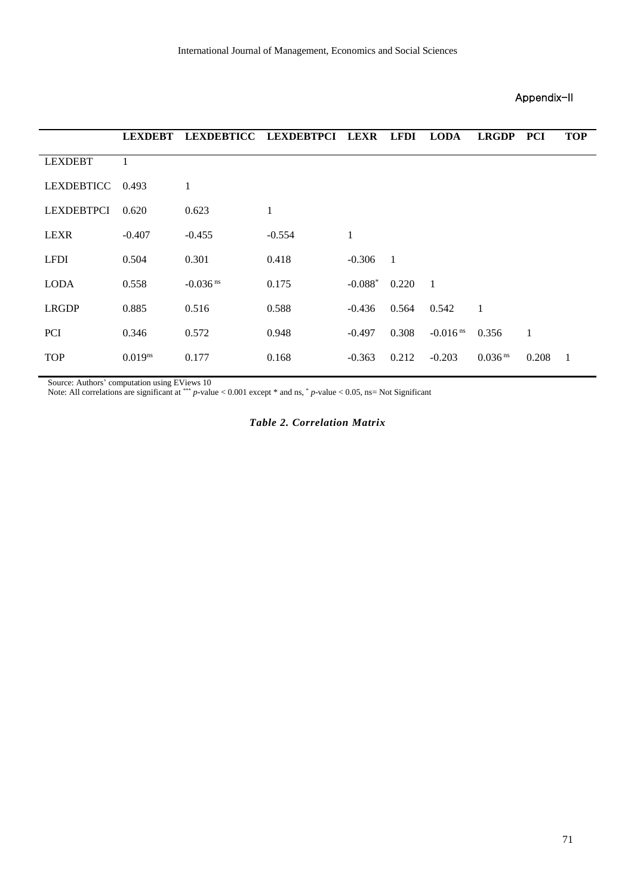Appendix-II

| | LEXDEBT | LEXDEBTICC | LEXDEBTPCI | LEXR | LFDI | LODA | LRGDP | PCI | TOP |
|---|---|---|---|---|---|---|---|---|---|
| LEXDEBT | 1 | | | | | | | | |
| LEXDEBTICC | 0.493 | 1 | | | | | | | |
| LEXDEBTPCI | 0.620 | 0.623 | 1 | | | | | | |
| LEXR | -0.407 | -0.455 | -0.554 | 1 | | | | | |
| LFDI | 0.504 | 0.301 | 0.418 | -0.306 | 1 | | | | |
| LODA | 0.558 | -0.036 $^{ns}$ | 0.175 | -0.088$^{*}$ | 0.220 | 1 | | | |
| LRGDP | 0.885 | 0.516 | 0.588 | -0.436 | 0.564 | 0.542 | 1 | | |
| PCI | 0.346 | 0.572 | 0.948 | -0.497 | 0.308 | -0.016 $^{ns}$ | 0.356 | 1 | |
| TOP | 0.019$^{ns}$ | 0.177 | 0.168 | -0.363 | 0.212 | -0.203 | 0.036 $^{ns}$ | 0.208 | 1 |

Source: Authors' computation using EViews 10

Note: All correlations are significant at $^{***}$ *p*-value < 0.001 except * and ns, $^{*}$ *p*-value < 0.05, ns= Not Significant

***Table 2. Correlation Matrix***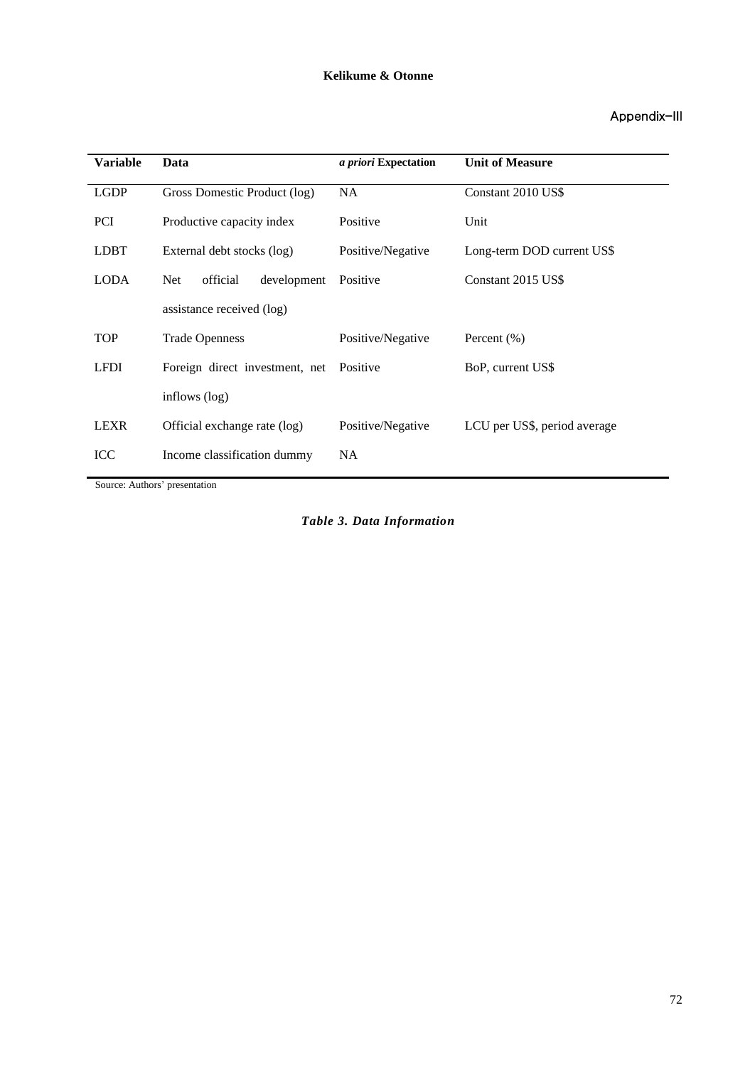## Appendix-III

| Variable | Data | *a priori* Expectation | Unit of Measure |
|---|---|---|---|
| LGDP | Gross Domestic Product (log) | NA | Constant 2010 US$ |
| PCI | Productive capacity index | Positive | Unit |
| LDBT | External debt stocks (log) | Positive/Negative | Long-term DOD current US$ |
| LODA | Net official development assistance received (log) | Positive | Constant 2015 US$ |
| TOP | Trade Openness | Positive/Negative | Percent (%) |
| LFDI | Foreign direct investment, net inflows (log) | Positive | BoP, current US$ |
| LEXR | Official exchange rate (log) | Positive/Negative | LCU per US$, period average |
| ICC | Income classification dummy | NA | |

Source: Authors' presentation

***Table 3. Data Information***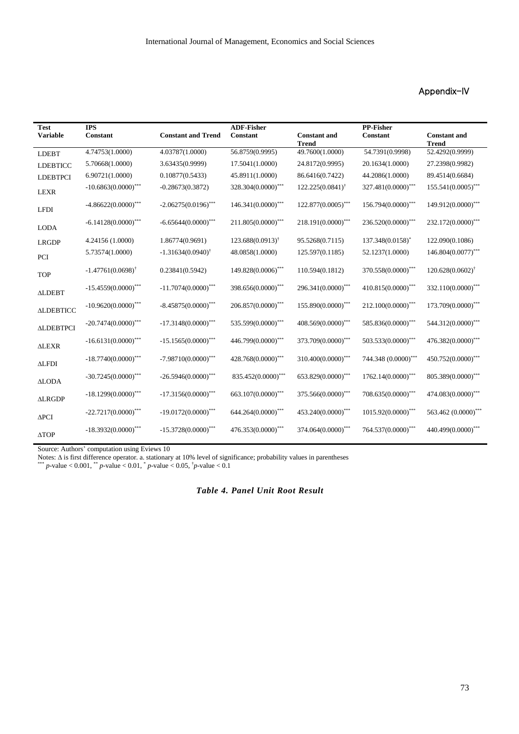## Appendix-IV

| Test Variable | IPS Constant | Constant and Trend | ADF-Fisher Constant | Constant and Trend | PP-Fisher Constant | Constant and Trend |
|---|---|---|---|---|---|---|
| LDEBT | 4.74753(1.0000) | 4.03787(1.0000) | 56.8759(0.9995) | 49.7600(1.0000) | 54.7391(0.9998) | 52.4292(0.9999) |
| LDEBTICC | 5.70668(1.0000) | 3.63435(0.9999) | 17.5041(1.0000) | 24.8172(0.9995) | 20.1634(1.0000) | 27.2398(0.9982) |
| LDEBTPCI | 6.90721(1.0000) | 0.10877(0.5433) | 45.8911(1.0000) | 86.6416(0.7422) | 44.2086(1.0000) | 89.4514(0.6684) |
| LEXR | -10.6863(0.0000)*** | -0.28673(0.3872) | 328.304(0.0000)*** | 122.225(0.0841)† | 327.481(0.0000)*** | 155.541(0.0005)*** |
| LFDI | -4.86622(0.0000)*** | -2.06275(0.0196)*** | 146.341(0.0000)*** | 122.877(0.0005)*** | 156.794(0.0000)*** | 149.912(0.0000)*** |
| LODA | -6.14128(0.0000)*** | -6.65644(0.0000)*** | 211.805(0.0000)*** | 218.191(0.0000)*** | 236.520(0.0000)*** | 232.172(0.0000)*** |
| LRGDP | 4.24156 (1.0000) | 1.86774(0.9691) | 123.688(0.0913)† | 95.5268(0.7115) | 137.348(0.0158)* | 122.090(0.1086) |
| PCI | 5.73574(1.0000) | -1.31634(0.0940)† | 48.0858(1.0000) | 125.597(0.1185) | 52.1237(1.0000) | 146.804(0.0077)*** |
| TOP | -1.47761(0.0698)† | 0.23841(0.5942) | 149.828(0.0006)*** | 110.594(0.1812) | 370.558(0.0000)*** | 120.628(0.0602)† |
| ΔLDEBT | -15.4559(0.0000)*** | -11.7074(0.0000)*** | 398.656(0.0000)*** | 296.341(0.0000)*** | 410.815(0.0000)*** | 332.110(0.0000)*** |
| ΔLDEBTICC | -10.9620(0.0000)*** | -8.45875(0.0000)*** | 206.857(0.0000)*** | 155.890(0.0000)*** | 212.100(0.0000)*** | 173.709(0.0000)*** |
| ΔLDEBTPCI | -20.7474(0.0000)*** | -17.3148(0.0000)*** | 535.599(0.0000)*** | 408.569(0.0000)*** | 585.836(0.0000)*** | 544.312(0.0000)*** |
| ΔLEXR | -16.6131(0.0000)*** | -15.1565(0.0000)*** | 446.799(0.0000)*** | 373.709(0.0000)*** | 503.533(0.0000)*** | 476.382(0.0000)*** |
| ΔLFDI | -18.7740(0.0000)*** | -7.98710(0.0000)*** | 428.768(0.0000)*** | 310.400(0.0000)*** | 744.348 (0.0000)*** | 450.752(0.0000)*** |
| ΔLODA | -30.7245(0.0000)*** | -26.5946(0.0000)*** | 835.452(0.0000)*** | 653.829(0.0000)*** | 1762.14(0.0000)*** | 805.389(0.0000)*** |
| ΔLRGDP | -18.1299(0.0000)*** | -17.3156(0.0000)*** | 663.107(0.0000)*** | 375.566(0.0000)*** | 708.635(0.0000)*** | 474.083(0.0000)*** |
| ΔPCI | -22.7217(0.0000)*** | -19.0172(0.0000)*** | 644.264(0.0000)*** | 453.240(0.0000)*** | 1015.92(0.0000)*** | 563.462 (0.0000)*** |
| ΔTOP | -18.3932(0.0000)*** | -15.3728(0.0000)*** | 476.353(0.0000)*** | 374.064(0.0000)*** | 764.537(0.0000)*** | 440.499(0.0000)*** |

Source: Authors' computation using Eviews 10

Notes: Δ is first difference operator. a. stationary at 10% level of significance; probability values in parentheses

*** $p$-value < 0.001, ** $p$-value < 0.01, * $p$-value < 0.05, † $p$-value < 0.1

***Table 4. Panel Unit Root Result***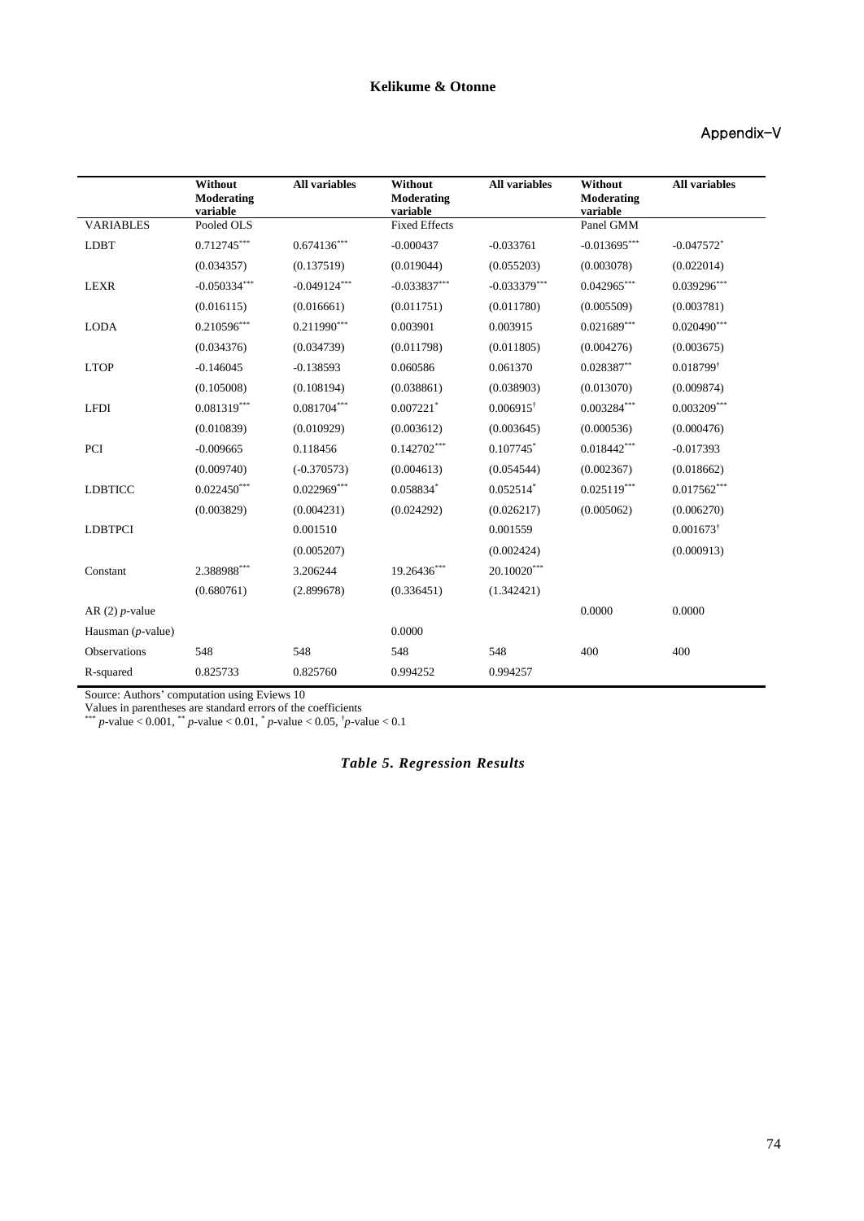Appendix-V

| | Without Moderating variable | All variables | Without Moderating variable | All variables | Without Moderating variable | All variables |
|---|---|---|---|---|---|---|
| VARIABLES | Pooled OLS | | Fixed Effects | | Panel GMM | |
| LDBT | 0.712745*** | 0.674136*** | -0.000437 | -0.033761 | -0.013695*** | -0.047572* |
| | (0.034357) | (0.137519) | (0.019044) | (0.055203) | (0.003078) | (0.022014) |
| LEXR | -0.050334*** | -0.049124*** | -0.033837*** | -0.033379*** | 0.042965*** | 0.039296*** |
| | (0.016115) | (0.016661) | (0.011751) | (0.011780) | (0.005509) | (0.003781) |
| LODA | 0.210596*** | 0.211990*** | 0.003901 | 0.003915 | 0.021689*** | 0.020490*** |
| | (0.034376) | (0.034739) | (0.011798) | (0.011805) | (0.004276) | (0.003675) |
| LTOP | -0.146045 | -0.138593 | 0.060586 | 0.061370 | 0.028387** | 0.018799† |
| | (0.105008) | (0.108194) | (0.038861) | (0.038903) | (0.013070) | (0.009874) |
| LFDI | 0.081319*** | 0.081704*** | 0.007221* | 0.006915† | 0.003284*** | 0.003209*** |
| | (0.010839) | (0.010929) | (0.003612) | (0.003645) | (0.000536) | (0.000476) |
| PCI | -0.009665 | 0.118456 | 0.142702*** | 0.107745* | 0.018442*** | -0.017393 |
| | (0.009740) | (-0.370573) | (0.004613) | (0.054544) | (0.002367) | (0.018662) |
| LDBTICC | 0.022450*** | 0.022969*** | 0.058834* | 0.052514* | 0.025119*** | 0.017562*** |
| | (0.003829) | (0.004231) | (0.024292) | (0.026217) | (0.005062) | (0.006270) |
| LDBTPCI | | 0.001510 | | 0.001559 | | 0.001673† |
| | | (0.005207) | | (0.002424) | | (0.000913) |
| Constant | 2.388988*** | 3.206244 | 19.26436*** | 20.10020*** | | |
| | (0.680761) | (2.899678) | (0.336451) | (1.342421) | | |
| AR (2) *p*-value | | | | | 0.0000 | 0.0000 |
| Hausman (*p*-value) | | | 0.0000 | | | |
| Observations | 548 | 548 | 548 | 548 | 400 | 400 |
| R-squared | 0.825733 | 0.825760 | 0.994252 | 0.994257 | | |

Source: Authors' computation using Eviews 10

Values in parentheses are standard errors of the coefficients

*** $p$-value < 0.001, ** $p$-value < 0.01, * $p$-value < 0.05, † $p$-value < 0.1

***Table 5. Regression Results***